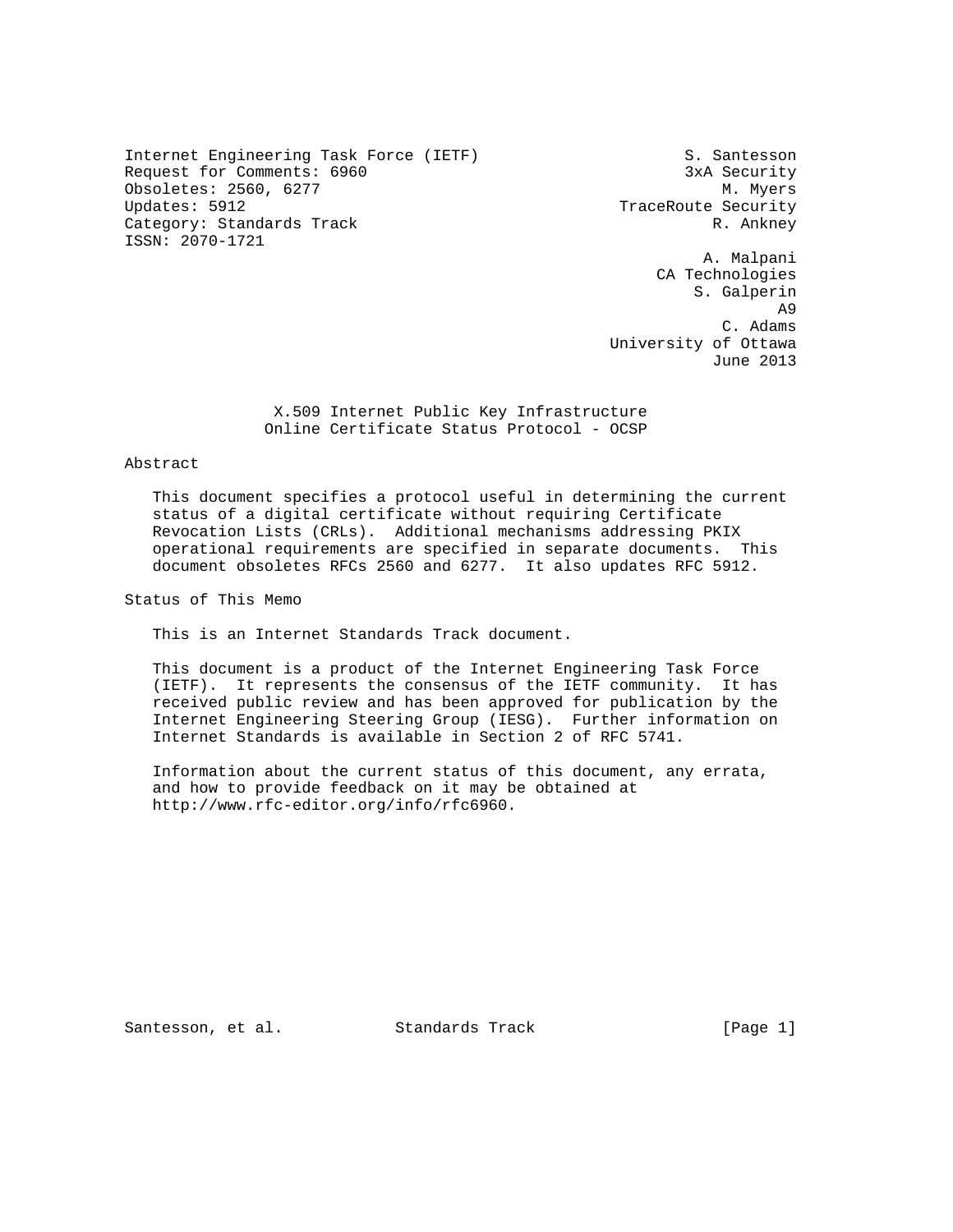Internet Engineering Task Force (IETF)
Request for Comments: 6960
Obsoletes: 2560, 6277
Updates: 5912
Category: Standards Track
ISSN: 2070-1721

S. Santesson
3xA Security
M. Myers
TraceRoute Security
R. Ankney
A. Malpani
CA Technologies
S. Galperin
A9
C. Adams
University of Ottawa
June 2013

# X.509 Internet Public Key Infrastructure Online Certificate Status Protocol - OCSP

## Abstract

This document specifies a protocol useful in determining the current status of a digital certificate without requiring Certificate Revocation Lists (CRLs). Additional mechanisms addressing PKIX operational requirements are specified in separate documents. This document obsoletes RFCs 2560 and 6277. It also updates RFC 5912.

## Status of This Memo

This is an Internet Standards Track document.

This document is a product of the Internet Engineering Task Force (IETF). It represents the consensus of the IETF community. It has received public review and has been approved for publication by the Internet Engineering Steering Group (IESG). Further information on Internet Standards is available in Section 2 of RFC 5741.

Information about the current status of this document, any errata, and how to provide feedback on it may be obtained at http://www.rfc-editor.org/info/rfc6960.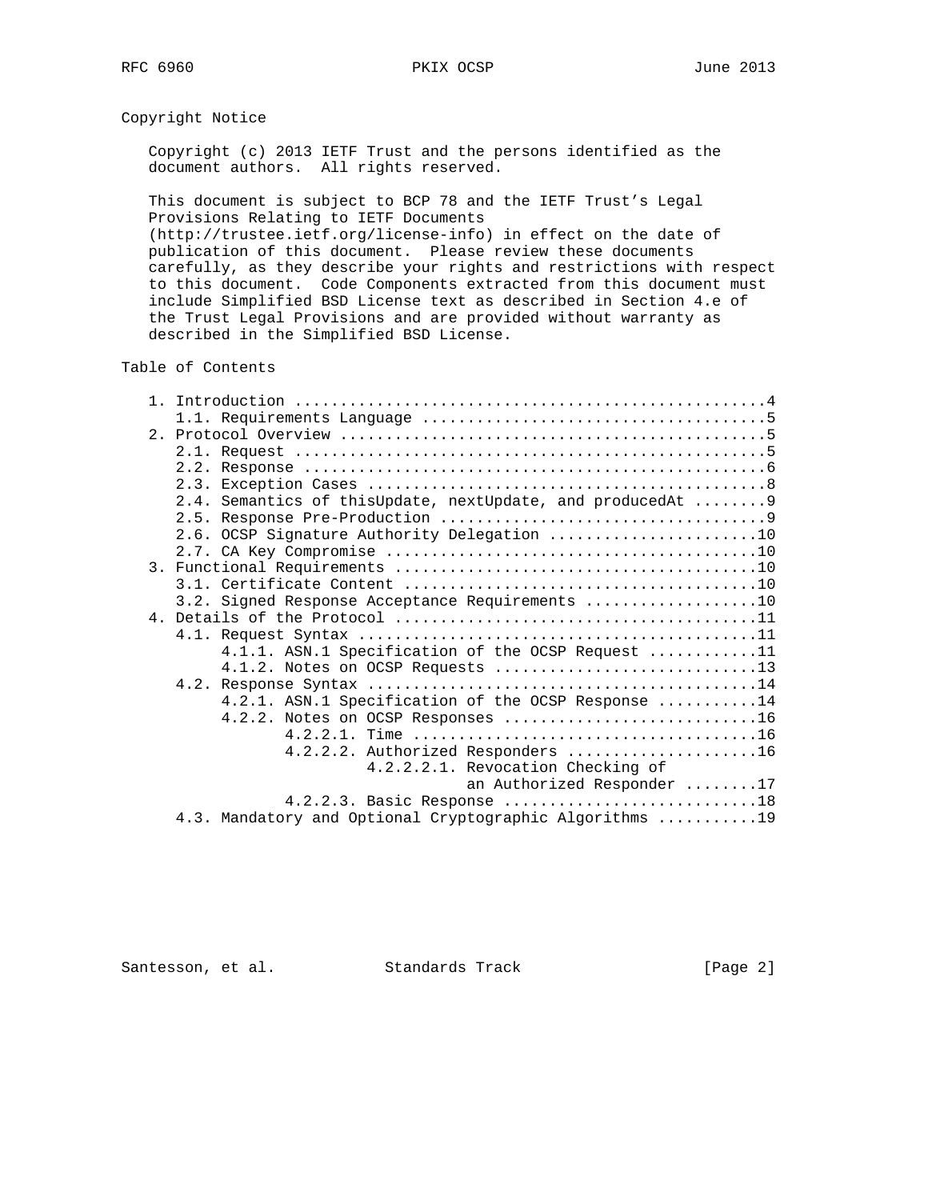## Copyright Notice

Copyright (c) 2013 IETF Trust and the persons identified as the document authors. All rights reserved.

This document is subject to BCP 78 and the IETF Trust's Legal Provisions Relating to IETF Documents (http://trustee.ietf.org/license-info) in effect on the date of publication of this document. Please review these documents carefully, as they describe your rights and restrictions with respect to this document. Code Components extracted from this document must include Simplified BSD License text as described in Section 4.e of the Trust Legal Provisions and are provided without warranty as described in the Simplified BSD License.

## Table of Contents

```
   1. Introduction ....................................................4
      1.1. Requirements Language ......................................5
   2. Protocol Overview ...............................................5
      2.1. Request ....................................................5
      2.2. Response ...................................................6
      2.3. Exception Cases ............................................8
      2.4. Semantics of thisUpdate, nextUpdate, and producedAt ........9
      2.5. Response Pre-Production ....................................9
      2.6. OCSP Signature Authority Delegation .......................10
      2.7. CA Key Compromise .........................................10
   3. Functional Requirements ........................................10
      3.1. Certificate Content .......................................10
      3.2. Signed Response Acceptance Requirements ...................10
   4. Details of the Protocol ........................................11
      4.1. Request Syntax ............................................11
           4.1.1. ASN.1 Specification of the OCSP Request ............11
           4.1.2. Notes on OCSP Requests .............................13
      4.2. Response Syntax ...........................................14
           4.2.1. ASN.1 Specification of the OCSP Response ...........14
           4.2.2. Notes on OCSP Responses ............................16
                  4.2.2.1. Time ......................................16
                  4.2.2.2. Authorized Responders .....................16
                           4.2.2.2.1. Revocation Checking of
                                      an Authorized Responder ........17
                  4.2.2.3. Basic Response ............................18
      4.3. Mandatory and Optional Cryptographic Algorithms ...........19
```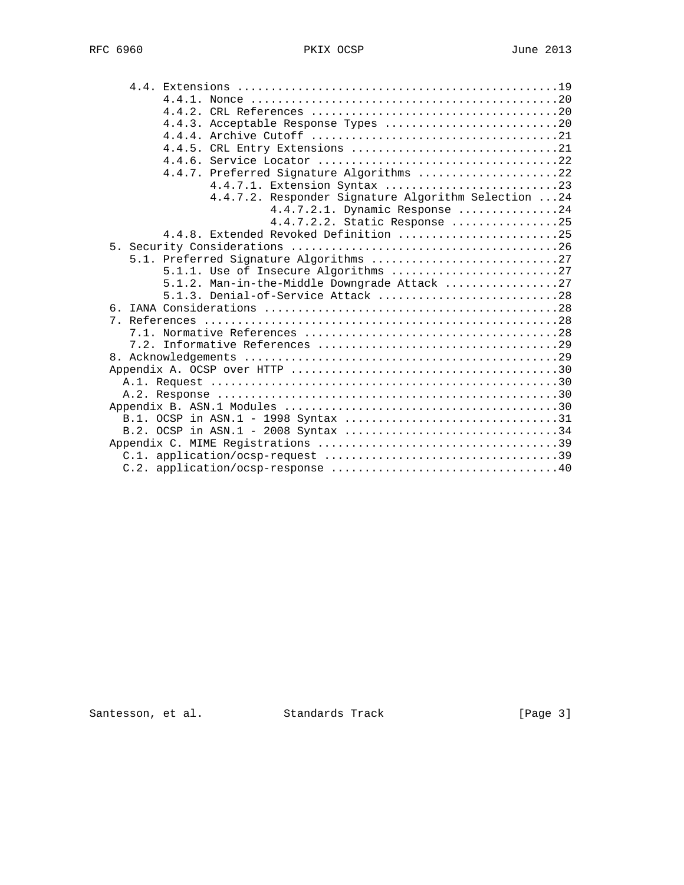```
      4.4. Extensions ................................................19
           4.4.1. Nonce ..............................................20
           4.4.2. CRL References .....................................20
           4.4.3. Acceptable Response Types ..........................20
           4.4.4. Archive Cutoff .....................................21
           4.4.5. CRL Entry Extensions ...............................21
           4.4.6. Service Locator ....................................22
           4.4.7. Preferred Signature Algorithms .....................22
                  4.4.7.1. Extension Syntax ..........................23
                  4.4.7.2. Responder Signature Algorithm Selection ...24
                           4.4.7.2.1. Dynamic Response ...............24
                           4.4.7.2.2. Static Response ................25
           4.4.8. Extended Revoked Definition ........................25
   5. Security Considerations ........................................26
      5.1. Preferred Signature Algorithms ............................27
           5.1.1. Use of Insecure Algorithms .........................27
           5.1.2. Man-in-the-Middle Downgrade Attack .................27
           5.1.3. Denial-of-Service Attack ...........................28
   6. IANA Considerations ............................................28
   7. References .....................................................28
      7.1. Normative References ......................................28
      7.2. Informative References ....................................29
   8. Acknowledgements ...............................................29
   Appendix A. OCSP over HTTP ........................................30
     A.1. Request ....................................................30
     A.2. Response ...................................................30
   Appendix B. ASN.1 Modules .........................................30
     B.1. OCSP in ASN.1 - 1998 Syntax ................................31
     B.2. OCSP in ASN.1 - 2008 Syntax ................................34
   Appendix C. MIME Registrations ....................................39
     C.1. application/ocsp-request ...................................39
     C.2. application/ocsp-response ..................................40
```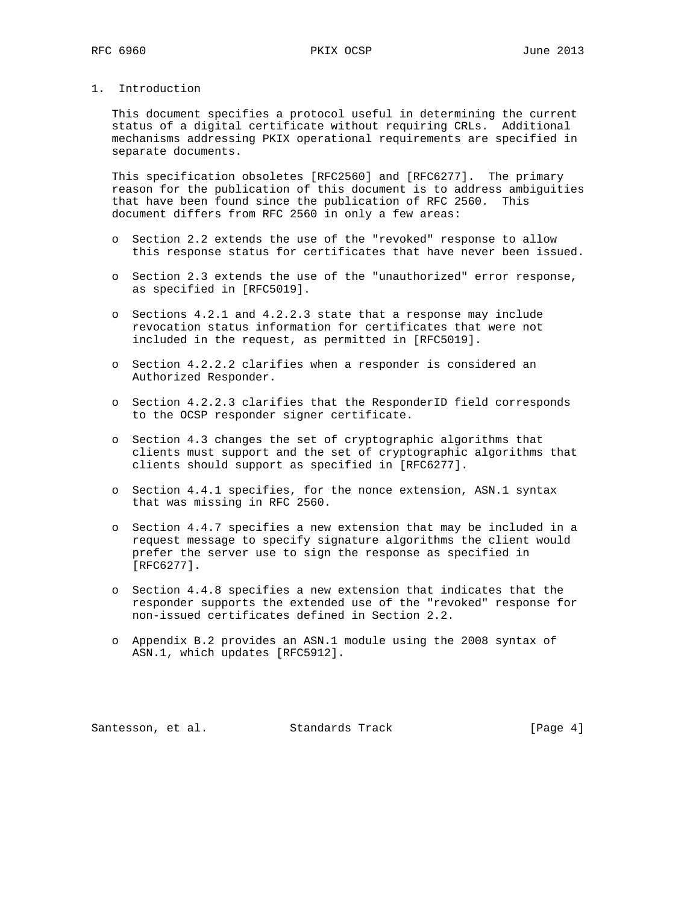# 1. Introduction

This document specifies a protocol useful in determining the current status of a digital certificate without requiring CRLs. Additional mechanisms addressing PKIX operational requirements are specified in separate documents.

This specification obsoletes [RFC2560] and [RFC6277]. The primary reason for the publication of this document is to address ambiguities that have been found since the publication of RFC 2560. This document differs from RFC 2560 in only a few areas:

- Section 2.2 extends the use of the "revoked" response to allow this response status for certificates that have never been issued.
- Section 2.3 extends the use of the "unauthorized" error response, as specified in [RFC5019].
- Sections 4.2.1 and 4.2.2.3 state that a response may include revocation status information for certificates that were not included in the request, as permitted in [RFC5019].
- Section 4.2.2.2 clarifies when a responder is considered an Authorized Responder.
- Section 4.2.2.3 clarifies that the ResponderID field corresponds to the OCSP responder signer certificate.
- Section 4.3 changes the set of cryptographic algorithms that clients must support and the set of cryptographic algorithms that clients should support as specified in [RFC6277].
- Section 4.4.1 specifies, for the nonce extension, ASN.1 syntax that was missing in RFC 2560.
- Section 4.4.7 specifies a new extension that may be included in a request message to specify signature algorithms the client would prefer the server use to sign the response as specified in [RFC6277].
- Section 4.4.8 specifies a new extension that indicates that the responder supports the extended use of the "revoked" response for non-issued certificates defined in Section 2.2.
- Appendix B.2 provides an ASN.1 module using the 2008 syntax of ASN.1, which updates [RFC5912].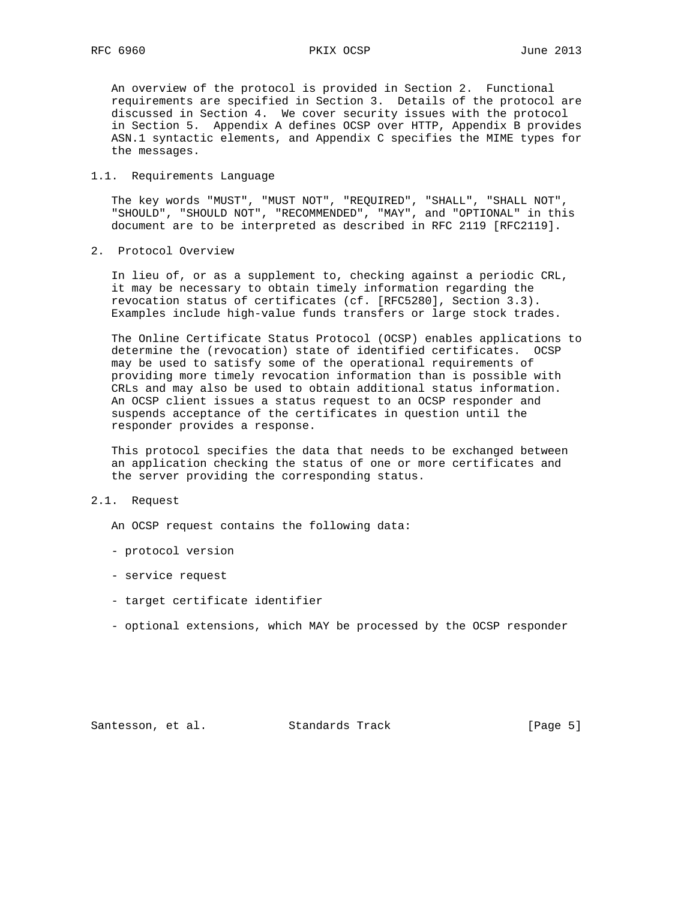An overview of the protocol is provided in Section 2. Functional requirements are specified in Section 3. Details of the protocol are discussed in Section 4. We cover security issues with the protocol in Section 5. Appendix A defines OCSP over HTTP, Appendix B provides ASN.1 syntactic elements, and Appendix C specifies the MIME types for the messages.

### 1.1. Requirements Language

The key words "MUST", "MUST NOT", "REQUIRED", "SHALL", "SHALL NOT", "SHOULD", "SHOULD NOT", "RECOMMENDED", "MAY", and "OPTIONAL" in this document are to be interpreted as described in RFC 2119 [RFC2119].

## 2. Protocol Overview

In lieu of, or as a supplement to, checking against a periodic CRL, it may be necessary to obtain timely information regarding the revocation status of certificates (cf. [RFC5280], Section 3.3). Examples include high-value funds transfers or large stock trades.

The Online Certificate Status Protocol (OCSP) enables applications to determine the (revocation) state of identified certificates. OCSP may be used to satisfy some of the operational requirements of providing more timely revocation information than is possible with CRLs and may also be used to obtain additional status information. An OCSP client issues a status request to an OCSP responder and suspends acceptance of the certificates in question until the responder provides a response.

This protocol specifies the data that needs to be exchanged between an application checking the status of one or more certificates and the server providing the corresponding status.

### 2.1. Request

An OCSP request contains the following data:

- protocol version

- service request

- target certificate identifier

- optional extensions, which MAY be processed by the OCSP responder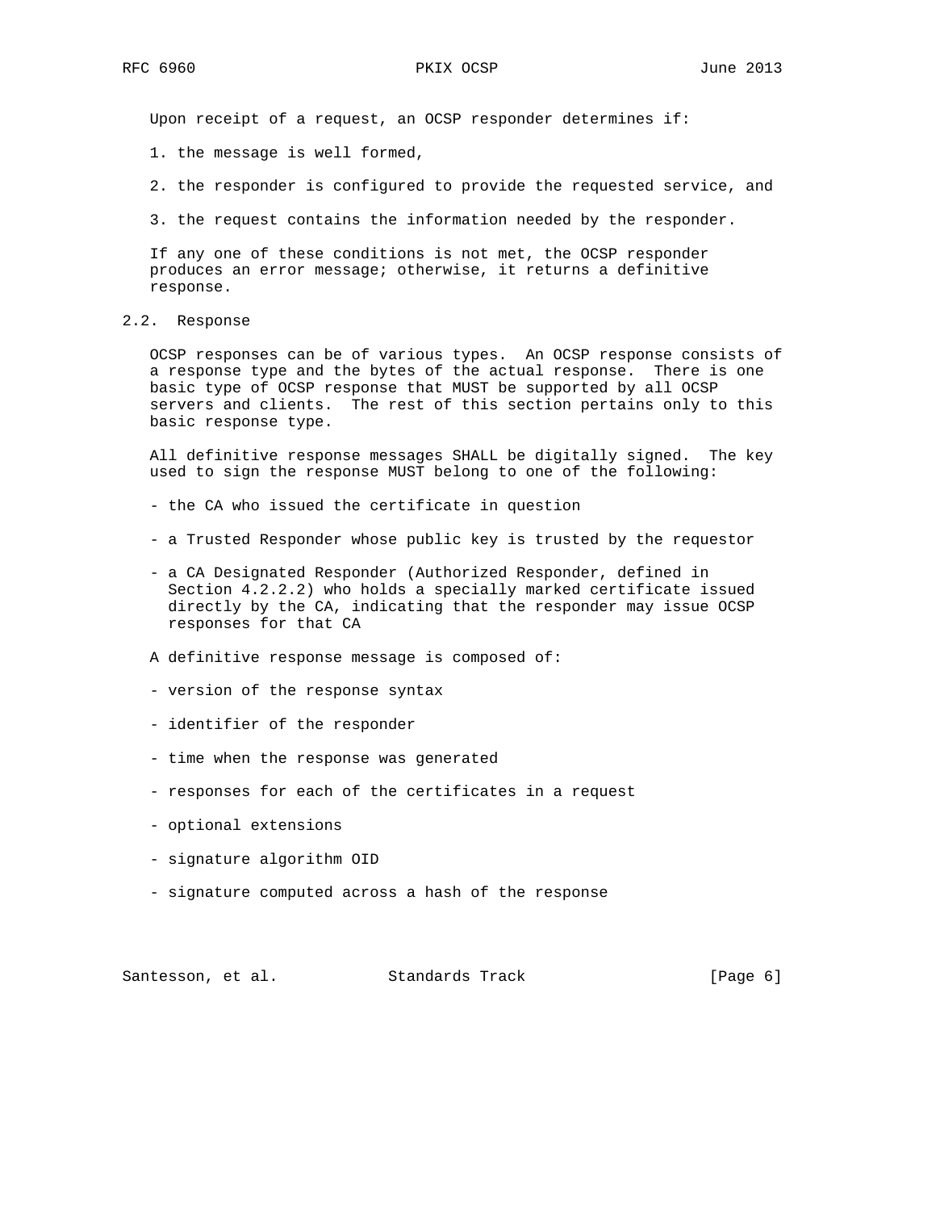Upon receipt of a request, an OCSP responder determines if:

1. the message is well formed,

2. the responder is configured to provide the requested service, and

3. the request contains the information needed by the responder.

If any one of these conditions is not met, the OCSP responder produces an error message; otherwise, it returns a definitive response.

## 2.2. Response

OCSP responses can be of various types. An OCSP response consists of a response type and the bytes of the actual response. There is one basic type of OCSP response that MUST be supported by all OCSP servers and clients. The rest of this section pertains only to this basic response type.

All definitive response messages SHALL be digitally signed. The key used to sign the response MUST belong to one of the following:

- the CA who issued the certificate in question
- a Trusted Responder whose public key is trusted by the requestor
- a CA Designated Responder (Authorized Responder, defined in Section 4.2.2.2) who holds a specially marked certificate issued directly by the CA, indicating that the responder may issue OCSP responses for that CA

A definitive response message is composed of:

- version of the response syntax
- identifier of the responder
- time when the response was generated
- responses for each of the certificates in a request
- optional extensions
- signature algorithm OID
- signature computed across a hash of the response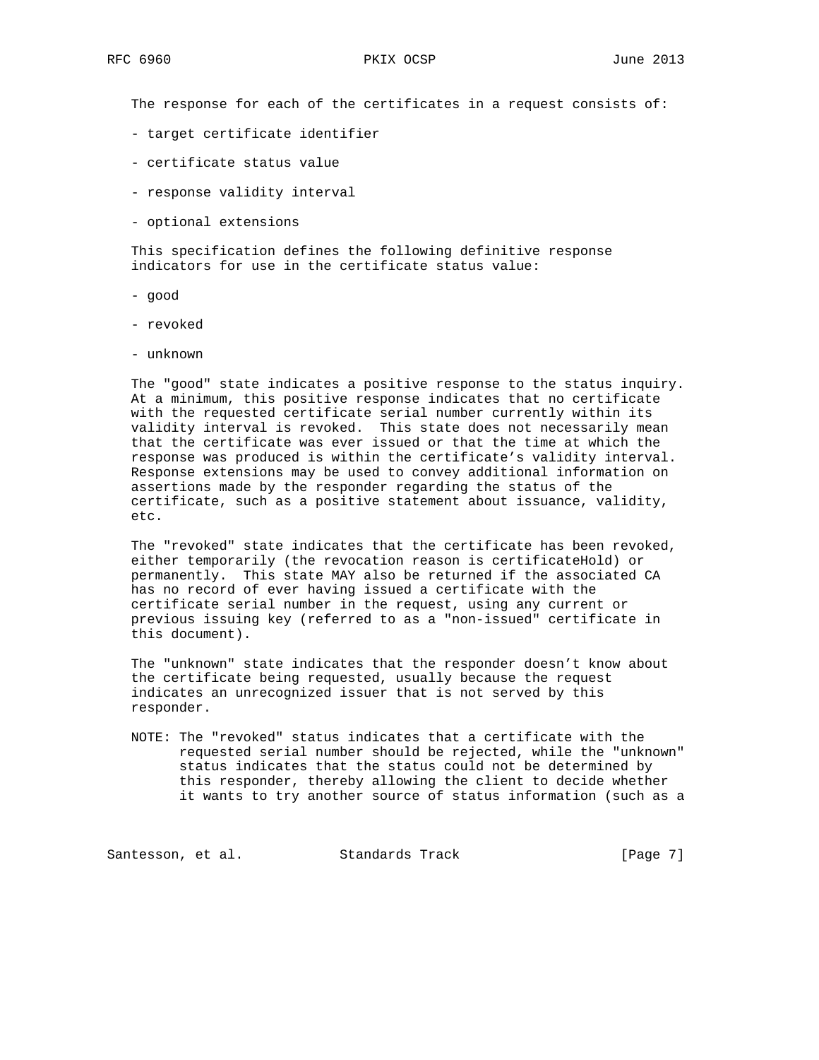The response for each of the certificates in a request consists of:

- target certificate identifier
- certificate status value
- response validity interval
- optional extensions

This specification defines the following definitive response indicators for use in the certificate status value:

- good
- revoked
- unknown

The "good" state indicates a positive response to the status inquiry. At a minimum, this positive response indicates that no certificate with the requested certificate serial number currently within its validity interval is revoked. This state does not necessarily mean that the certificate was ever issued or that the time at which the response was produced is within the certificate's validity interval. Response extensions may be used to convey additional information on assertions made by the responder regarding the status of the certificate, such as a positive statement about issuance, validity, etc.

The "revoked" state indicates that the certificate has been revoked, either temporarily (the revocation reason is certificateHold) or permanently. This state MAY also be returned if the associated CA has no record of ever having issued a certificate with the certificate serial number in the request, using any current or previous issuing key (referred to as a "non-issued" certificate in this document).

The "unknown" state indicates that the responder doesn't know about the certificate being requested, usually because the request indicates an unrecognized issuer that is not served by this responder.

NOTE: The "revoked" status indicates that a certificate with the requested serial number should be rejected, while the "unknown" status indicates that the status could not be determined by this responder, thereby allowing the client to decide whether it wants to try another source of status information (such as a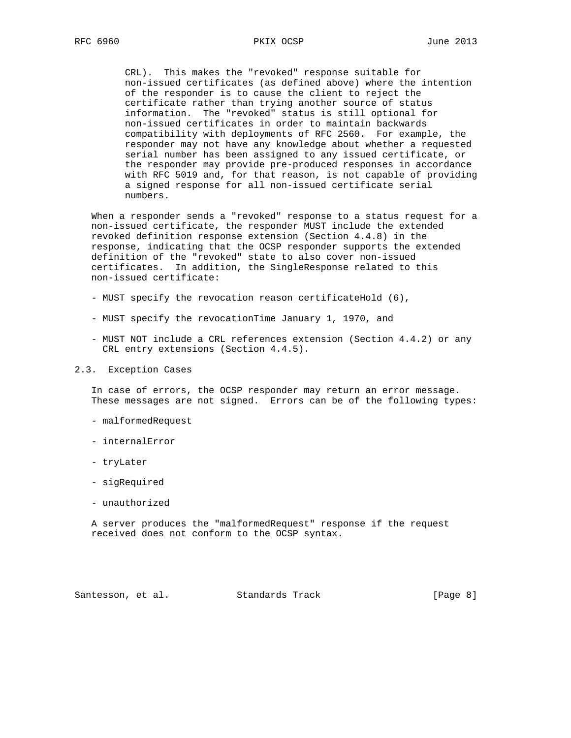CRL). This makes the "revoked" response suitable for non-issued certificates (as defined above) where the intention of the responder is to cause the client to reject the certificate rather than trying another source of status information. The "revoked" status is still optional for non-issued certificates in order to maintain backwards compatibility with deployments of RFC 2560. For example, the responder may not have any knowledge about whether a requested serial number has been assigned to any issued certificate, or the responder may provide pre-produced responses in accordance with RFC 5019 and, for that reason, is not capable of providing a signed response for all non-issued certificate serial numbers.

When a responder sends a "revoked" response to a status request for a non-issued certificate, the responder MUST include the extended revoked definition response extension (Section 4.4.8) in the response, indicating that the OCSP responder supports the extended definition of the "revoked" state to also cover non-issued certificates. In addition, the SingleResponse related to this non-issued certificate:

- MUST specify the revocation reason certificateHold (6),
- MUST specify the revocationTime January 1, 1970, and
- MUST NOT include a CRL references extension (Section 4.4.2) or any CRL entry extensions (Section 4.4.5).

## 2.3. Exception Cases

In case of errors, the OCSP responder may return an error message. These messages are not signed. Errors can be of the following types:

- malformedRequest
- internalError
- tryLater
- sigRequired
- unauthorized

A server produces the "malformedRequest" response if the request received does not conform to the OCSP syntax.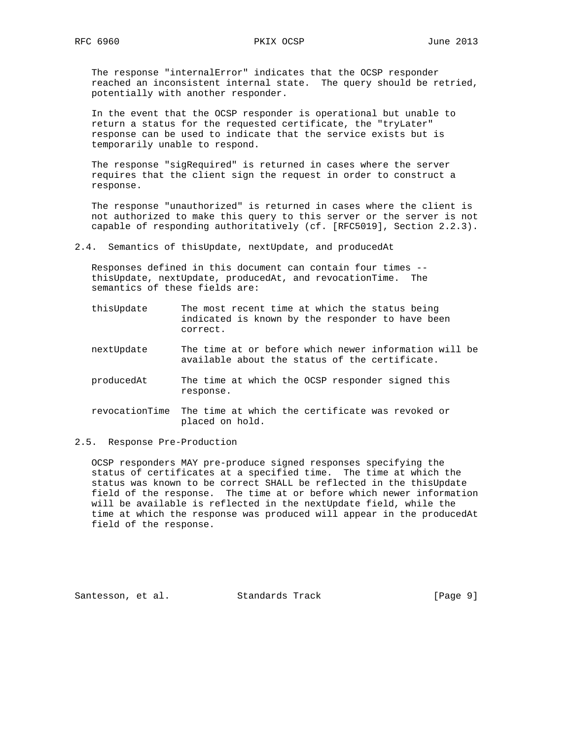The response "internalError" indicates that the OCSP responder reached an inconsistent internal state. The query should be retried, potentially with another responder.

In the event that the OCSP responder is operational but unable to return a status for the requested certificate, the "tryLater" response can be used to indicate that the service exists but is temporarily unable to respond.

The response "sigRequired" is returned in cases where the server requires that the client sign the request in order to construct a response.

The response "unauthorized" is returned in cases where the client is not authorized to make this query to this server or the server is not capable of responding authoritatively (cf. [RFC5019], Section 2.2.3).

## 2.4. Semantics of thisUpdate, nextUpdate, and producedAt

Responses defined in this document can contain four times -- thisUpdate, nextUpdate, producedAt, and revocationTime. The semantics of these fields are:

- thisUpdate: The most recent time at which the status being indicated is known by the responder to have been correct.
- nextUpdate: The time at or before which newer information will be available about the status of the certificate.
- producedAt: The time at which the OCSP responder signed this response.
- revocationTime: The time at which the certificate was revoked or placed on hold.

## 2.5. Response Pre-Production

OCSP responders MAY pre-produce signed responses specifying the status of certificates at a specified time. The time at which the status was known to be correct SHALL be reflected in the thisUpdate field of the response. The time at or before which newer information will be available is reflected in the nextUpdate field, while the time at which the response was produced will appear in the producedAt field of the response.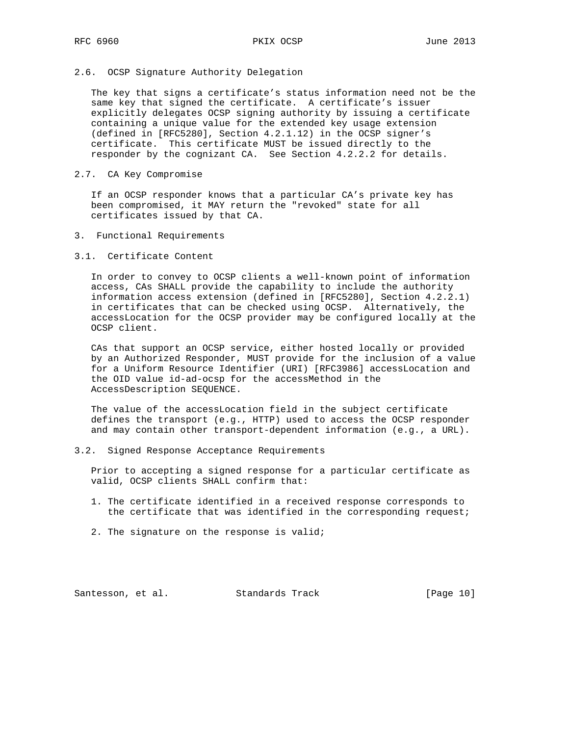### 2.6. OCSP Signature Authority Delegation

The key that signs a certificate's status information need not be the same key that signed the certificate. A certificate's issuer explicitly delegates OCSP signing authority by issuing a certificate containing a unique value for the extended key usage extension (defined in [RFC5280], Section 4.2.1.12) in the OCSP signer's certificate. This certificate MUST be issued directly to the responder by the cognizant CA. See Section 4.2.2.2 for details.

### 2.7. CA Key Compromise

If an OCSP responder knows that a particular CA's private key has been compromised, it MAY return the "revoked" state for all certificates issued by that CA.

## 3. Functional Requirements

### 3.1. Certificate Content

In order to convey to OCSP clients a well-known point of information access, CAs SHALL provide the capability to include the authority information access extension (defined in [RFC5280], Section 4.2.2.1) in certificates that can be checked using OCSP. Alternatively, the accessLocation for the OCSP provider may be configured locally at the OCSP client.

CAs that support an OCSP service, either hosted locally or provided by an Authorized Responder, MUST provide for the inclusion of a value for a Uniform Resource Identifier (URI) [RFC3986] accessLocation and the OID value id-ad-ocsp for the accessMethod in the AccessDescription SEQUENCE.

The value of the accessLocation field in the subject certificate defines the transport (e.g., HTTP) used to access the OCSP responder and may contain other transport-dependent information (e.g., a URL).

### 3.2. Signed Response Acceptance Requirements

Prior to accepting a signed response for a particular certificate as valid, OCSP clients SHALL confirm that:

1. The certificate identified in a received response corresponds to the certificate that was identified in the corresponding request;

2. The signature on the response is valid;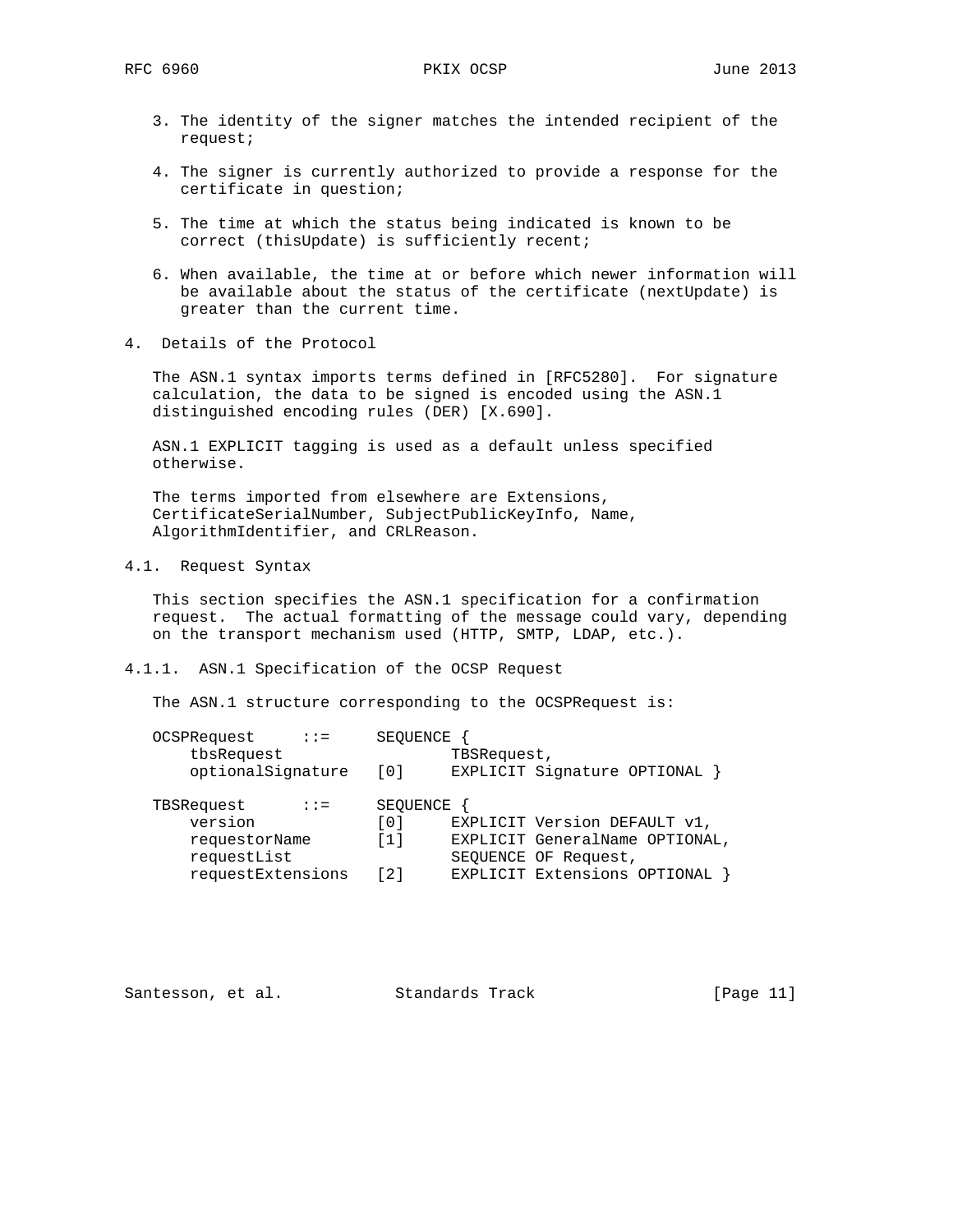3. The identity of the signer matches the intended recipient of the request;

4. The signer is currently authorized to provide a response for the certificate in question;

5. The time at which the status being indicated is known to be correct (thisUpdate) is sufficiently recent;

6. When available, the time at or before which newer information will be available about the status of the certificate (nextUpdate) is greater than the current time.

# 4. Details of the Protocol

The ASN.1 syntax imports terms defined in [RFC5280]. For signature calculation, the data to be signed is encoded using the ASN.1 distinguished encoding rules (DER) [X.690].

ASN.1 EXPLICIT tagging is used as a default unless specified otherwise.

The terms imported from elsewhere are Extensions, CertificateSerialNumber, SubjectPublicKeyInfo, Name, AlgorithmIdentifier, and CRLReason.

## 4.1. Request Syntax

This section specifies the ASN.1 specification for a confirmation request. The actual formatting of the message could vary, depending on the transport mechanism used (HTTP, SMTP, LDAP, etc.).

### 4.1.1. ASN.1 Specification of the OCSP Request

The ASN.1 structure corresponding to the OCSPRequest is:

```
OCSPRequest     ::=     SEQUENCE {
    tbsRequest                  TBSRequest,
    optionalSignature   [0]     EXPLICIT Signature OPTIONAL }

TBSRequest      ::=     SEQUENCE {
    version             [0]     EXPLICIT Version DEFAULT v1,
    requestorName       [1]     EXPLICIT GeneralName OPTIONAL,
    requestList                 SEQUENCE OF Request,
    requestExtensions   [2]     EXPLICIT Extensions OPTIONAL }
```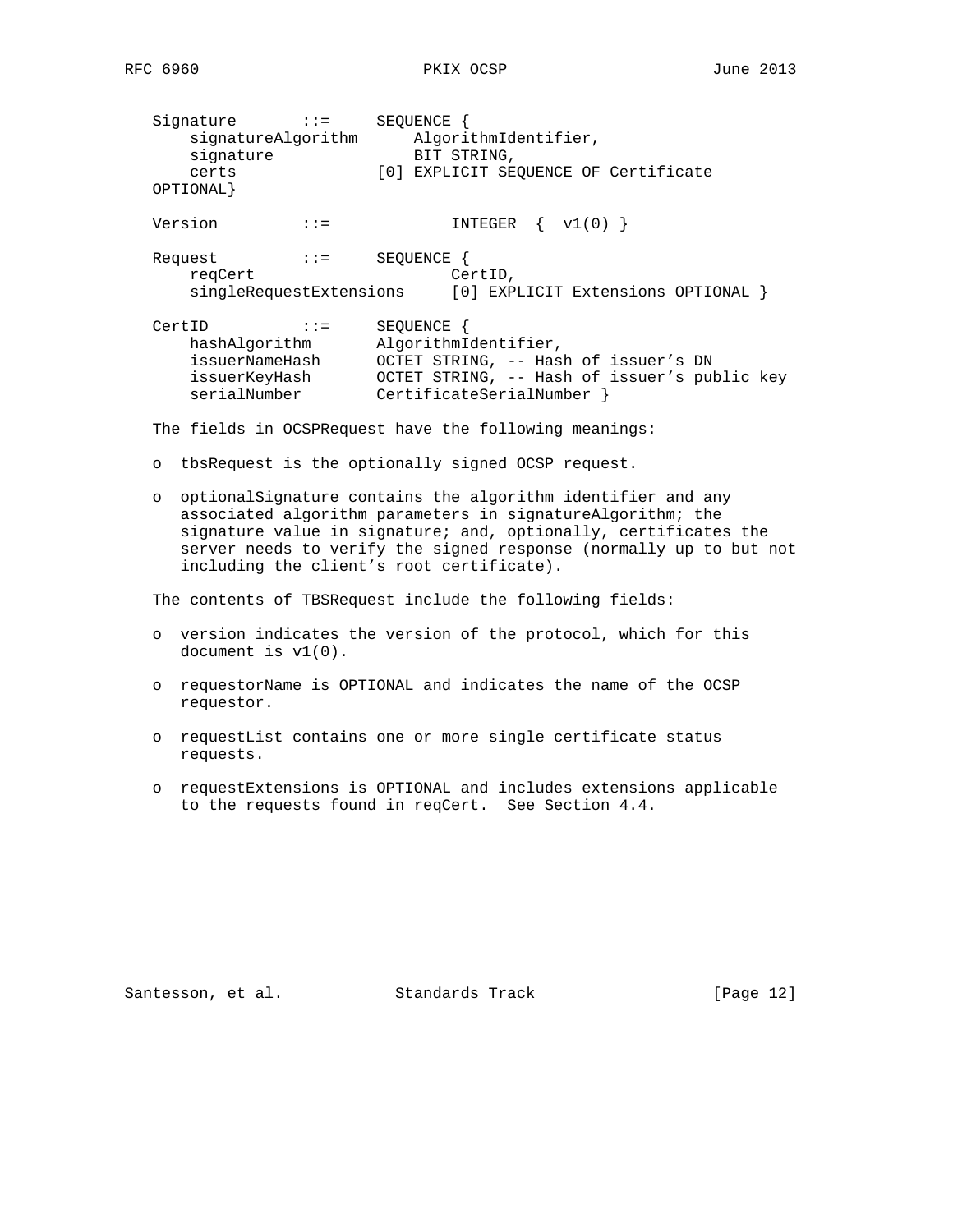```
Signature       ::=     SEQUENCE {
    signatureAlgorithm      AlgorithmIdentifier,
    signature               BIT STRING,
    certs               [0] EXPLICIT SEQUENCE OF Certificate
OPTIONAL}

Version         ::=             INTEGER  {  v1(0) }

Request         ::=     SEQUENCE {
    reqCert                     CertID,
    singleRequestExtensions     [0] EXPLICIT Extensions OPTIONAL }

CertID          ::=     SEQUENCE {
    hashAlgorithm       AlgorithmIdentifier,
    issuerNameHash      OCTET STRING, -- Hash of issuer's DN
    issuerKeyHash       OCTET STRING, -- Hash of issuer's public key
    serialNumber        CertificateSerialNumber }
```

The fields in OCSPRequest have the following meanings:

- tbsRequest is the optionally signed OCSP request.
- optionalSignature contains the algorithm identifier and any associated algorithm parameters in signatureAlgorithm; the signature value in signature; and, optionally, certificates the server needs to verify the signed response (normally up to but not including the client's root certificate).

The contents of TBSRequest include the following fields:

- version indicates the version of the protocol, which for this document is v1(0).
- requestorName is OPTIONAL and indicates the name of the OCSP requestor.
- requestList contains one or more single certificate status requests.
- requestExtensions is OPTIONAL and includes extensions applicable to the requests found in reqCert. See Section 4.4.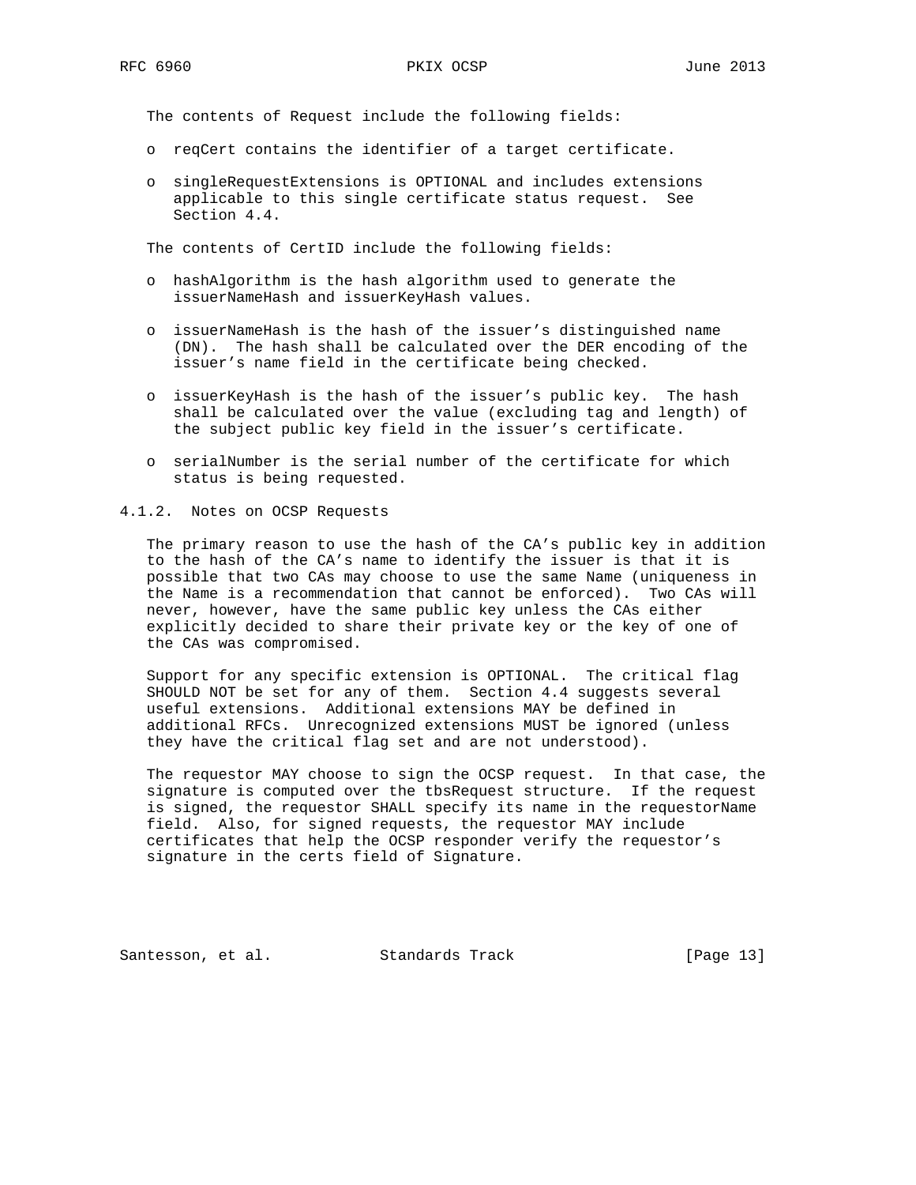The contents of Request include the following fields:

- reqCert contains the identifier of a target certificate.

- singleRequestExtensions is OPTIONAL and includes extensions applicable to this single certificate status request. See Section 4.4.

The contents of CertID include the following fields:

- hashAlgorithm is the hash algorithm used to generate the issuerNameHash and issuerKeyHash values.

- issuerNameHash is the hash of the issuer's distinguished name (DN). The hash shall be calculated over the DER encoding of the issuer's name field in the certificate being checked.

- issuerKeyHash is the hash of the issuer's public key. The hash shall be calculated over the value (excluding tag and length) of the subject public key field in the issuer's certificate.

- serialNumber is the serial number of the certificate for which status is being requested.

### 4.1.2. Notes on OCSP Requests

The primary reason to use the hash of the CA's public key in addition to the hash of the CA's name to identify the issuer is that it is possible that two CAs may choose to use the same Name (uniqueness in the Name is a recommendation that cannot be enforced). Two CAs will never, however, have the same public key unless the CAs either explicitly decided to share their private key or the key of one of the CAs was compromised.

Support for any specific extension is OPTIONAL. The critical flag SHOULD NOT be set for any of them. Section 4.4 suggests several useful extensions. Additional extensions MAY be defined in additional RFCs. Unrecognized extensions MUST be ignored (unless they have the critical flag set and are not understood).

The requestor MAY choose to sign the OCSP request. In that case, the signature is computed over the tbsRequest structure. If the request is signed, the requestor SHALL specify its name in the requestorName field. Also, for signed requests, the requestor MAY include certificates that help the OCSP responder verify the requestor's signature in the certs field of Signature.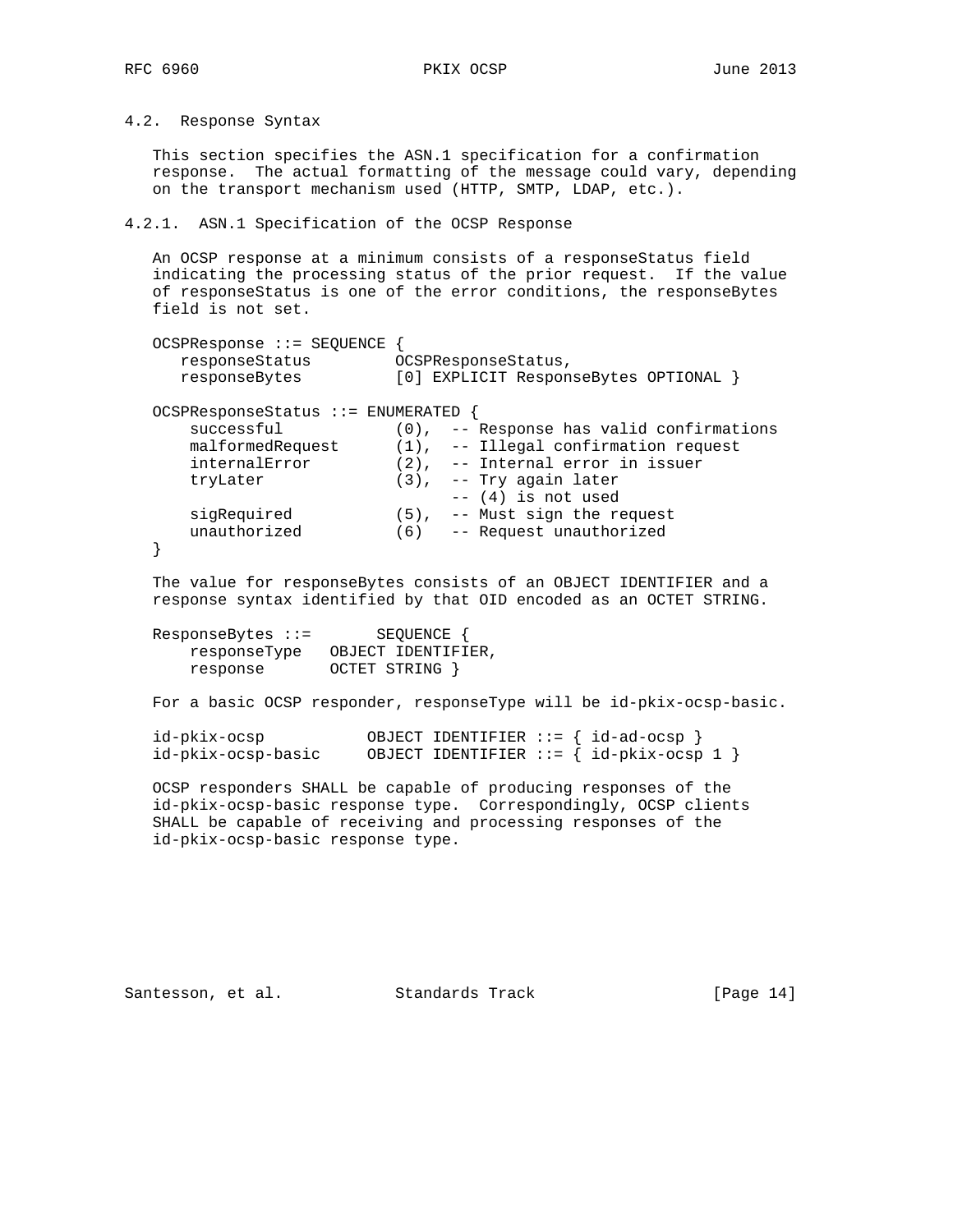### 4.2. Response Syntax

This section specifies the ASN.1 specification for a confirmation response. The actual formatting of the message could vary, depending on the transport mechanism used (HTTP, SMTP, LDAP, etc.).

#### 4.2.1. ASN.1 Specification of the OCSP Response

An OCSP response at a minimum consists of a responseStatus field indicating the processing status of the prior request. If the value of responseStatus is one of the error conditions, the responseBytes field is not set.

```
OCSPResponse ::= SEQUENCE {
   responseStatus         OCSPResponseStatus,
   responseBytes          [0] EXPLICIT ResponseBytes OPTIONAL }

OCSPResponseStatus ::= ENUMERATED {
    successful            (0),  -- Response has valid confirmations
    malformedRequest      (1),  -- Illegal confirmation request
    internalError         (2),  -- Internal error in issuer
    tryLater              (3),  -- Try again later
                                -- (4) is not used
    sigRequired           (5),  -- Must sign the request
    unauthorized          (6)   -- Request unauthorized
}
```

The value for responseBytes consists of an OBJECT IDENTIFIER and a response syntax identified by that OID encoded as an OCTET STRING.

```
ResponseBytes ::=       SEQUENCE {
    responseType   OBJECT IDENTIFIER,
    response       OCTET STRING }
```

For a basic OCSP responder, responseType will be id-pkix-ocsp-basic.

```
id-pkix-ocsp           OBJECT IDENTIFIER ::= { id-ad-ocsp }
id-pkix-ocsp-basic     OBJECT IDENTIFIER ::= { id-pkix-ocsp 1 }
```

OCSP responders SHALL be capable of producing responses of the id-pkix-ocsp-basic response type. Correspondingly, OCSP clients SHALL be capable of receiving and processing responses of the id-pkix-ocsp-basic response type.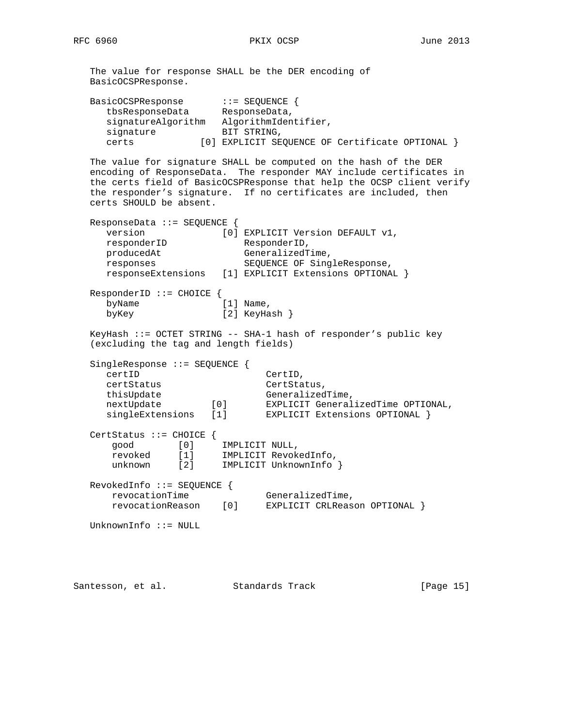The value for response SHALL be the DER encoding of BasicOCSPResponse.

```
BasicOCSPResponse       ::= SEQUENCE {
   tbsResponseData      ResponseData,
   signatureAlgorithm   AlgorithmIdentifier,
   signature            BIT STRING,
   certs            [0] EXPLICIT SEQUENCE OF Certificate OPTIONAL }
```

The value for signature SHALL be computed on the hash of the DER encoding of ResponseData. The responder MAY include certificates in the certs field of BasicOCSPResponse that help the OCSP client verify the responder's signature. If no certificates are included, then certs SHOULD be absent.

```
ResponseData ::= SEQUENCE {
   version              [0] EXPLICIT Version DEFAULT v1,
   responderID              ResponderID,
   producedAt               GeneralizedTime,
   responses                SEQUENCE OF SingleResponse,
   responseExtensions   [1] EXPLICIT Extensions OPTIONAL }

ResponderID ::= CHOICE {
   byName               [1] Name,
   byKey                [2] KeyHash }

KeyHash ::= OCTET STRING -- SHA-1 hash of responder's public key
(excluding the tag and length fields)

SingleResponse ::= SEQUENCE {
   certID                       CertID,
   certStatus                   CertStatus,
   thisUpdate                   GeneralizedTime,
   nextUpdate         [0]       EXPLICIT GeneralizedTime OPTIONAL,
   singleExtensions   [1]       EXPLICIT Extensions OPTIONAL }

CertStatus ::= CHOICE {
    good        [0]     IMPLICIT NULL,
    revoked     [1]     IMPLICIT RevokedInfo,
    unknown     [2]     IMPLICIT UnknownInfo }

RevokedInfo ::= SEQUENCE {
    revocationTime              GeneralizedTime,
    revocationReason    [0]     EXPLICIT CRLReason OPTIONAL }

UnknownInfo ::= NULL
```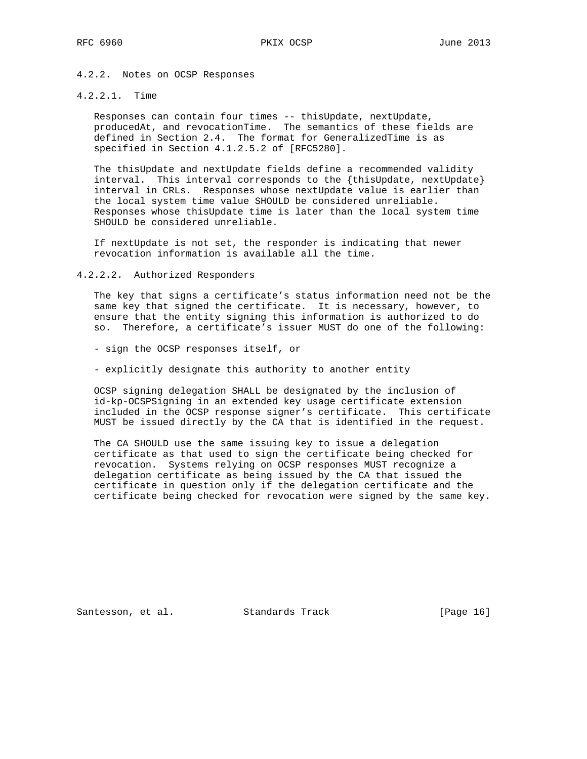#### 4.2.2. Notes on OCSP Responses

##### 4.2.2.1. Time

Responses can contain four times -- thisUpdate, nextUpdate, producedAt, and revocationTime. The semantics of these fields are defined in Section 2.4. The format for GeneralizedTime is as specified in Section 4.1.2.5.2 of [RFC5280].

The thisUpdate and nextUpdate fields define a recommended validity interval. This interval corresponds to the {thisUpdate, nextUpdate} interval in CRLs. Responses whose nextUpdate value is earlier than the local system time value SHOULD be considered unreliable. Responses whose thisUpdate time is later than the local system time SHOULD be considered unreliable.

If nextUpdate is not set, the responder is indicating that newer revocation information is available all the time.

##### 4.2.2.2. Authorized Responders

The key that signs a certificate’s status information need not be the same key that signed the certificate. It is necessary, however, to ensure that the entity signing this information is authorized to do so. Therefore, a certificate’s issuer MUST do one of the following:

- sign the OCSP responses itself, or

- explicitly designate this authority to another entity

OCSP signing delegation SHALL be designated by the inclusion of id-kp-OCSPSigning in an extended key usage certificate extension included in the OCSP response signer’s certificate. This certificate MUST be issued directly by the CA that is identified in the request.

The CA SHOULD use the same issuing key to issue a delegation certificate as that used to sign the certificate being checked for revocation. Systems relying on OCSP responses MUST recognize a delegation certificate as being issued by the CA that issued the certificate in question only if the delegation certificate and the certificate being checked for revocation were signed by the same key.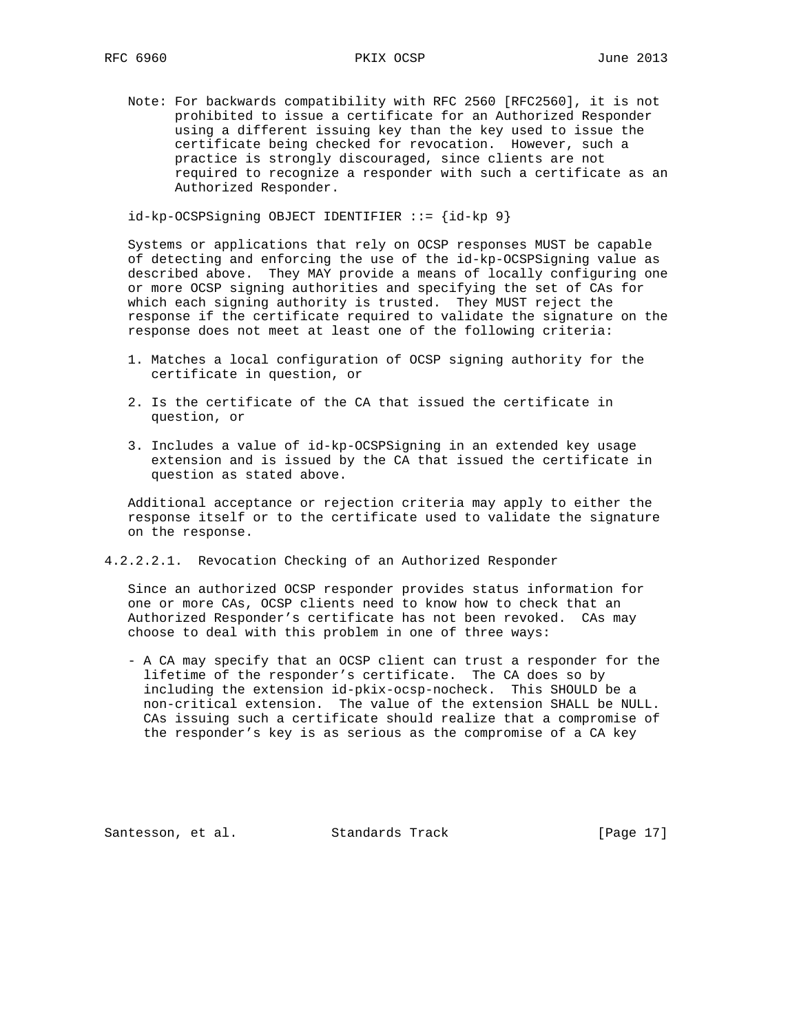Note: For backwards compatibility with RFC 2560 [RFC2560], it is not prohibited to issue a certificate for an Authorized Responder using a different issuing key than the key used to issue the certificate being checked for revocation. However, such a practice is strongly discouraged, since clients are not required to recognize a responder with such a certificate as an Authorized Responder.

```
id-kp-OCSPSigning OBJECT IDENTIFIER ::= {id-kp 9}
```

Systems or applications that rely on OCSP responses MUST be capable of detecting and enforcing the use of the id-kp-OCSPSigning value as described above. They MAY provide a means of locally configuring one or more OCSP signing authorities and specifying the set of CAs for which each signing authority is trusted. They MUST reject the response if the certificate required to validate the signature on the response does not meet at least one of the following criteria:

1. Matches a local configuration of OCSP signing authority for the certificate in question, or
2. Is the certificate of the CA that issued the certificate in question, or
3. Includes a value of id-kp-OCSPSigning in an extended key usage extension and is issued by the CA that issued the certificate in question as stated above.

Additional acceptance or rejection criteria may apply to either the response itself or to the certificate used to validate the signature on the response.

##### 4.2.2.2.1. Revocation Checking of an Authorized Responder

Since an authorized OCSP responder provides status information for one or more CAs, OCSP clients need to know how to check that an Authorized Responder's certificate has not been revoked. CAs may choose to deal with this problem in one of three ways:

- A CA may specify that an OCSP client can trust a responder for the lifetime of the responder's certificate. The CA does so by including the extension id-pkix-ocsp-nocheck. This SHOULD be a non-critical extension. The value of the extension SHALL be NULL. CAs issuing such a certificate should realize that a compromise of the responder's key is as serious as the compromise of a CA key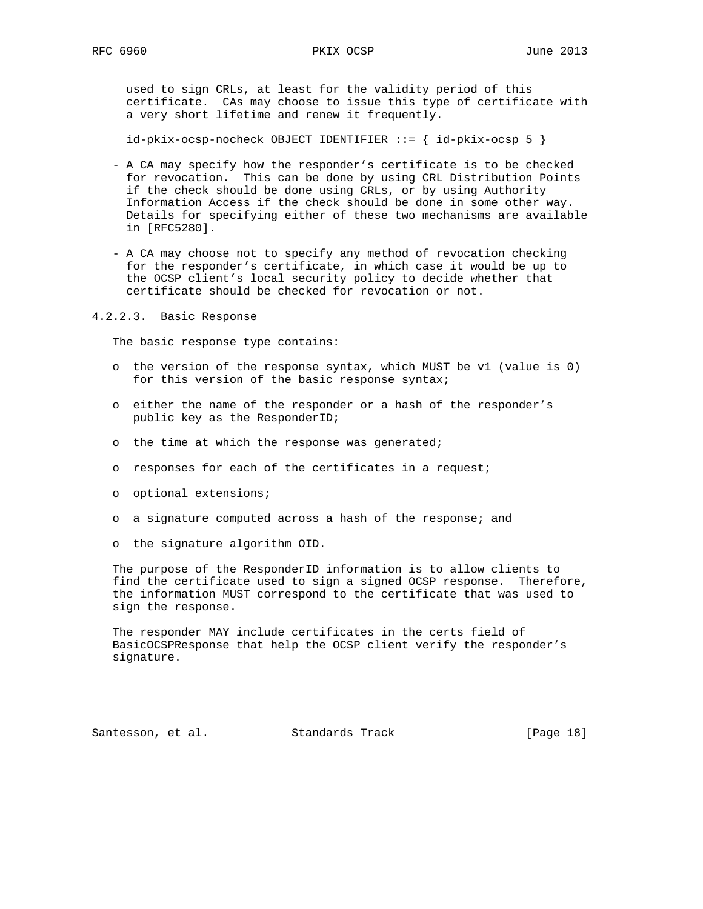used to sign CRLs, at least for the validity period of this certificate. CAs may choose to issue this type of certificate with a very short lifetime and renew it frequently.

```
id-pkix-ocsp-nocheck OBJECT IDENTIFIER ::= { id-pkix-ocsp 5 }
```

- A CA may specify how the responder's certificate is to be checked for revocation. This can be done by using CRL Distribution Points if the check should be done using CRLs, or by using Authority Information Access if the check should be done in some other way. Details for specifying either of these two mechanisms are available in [RFC5280].

- A CA may choose not to specify any method of revocation checking for the responder's certificate, in which case it would be up to the OCSP client's local security policy to decide whether that certificate should be checked for revocation or not.

#### 4.2.2.3. Basic Response

The basic response type contains:

- the version of the response syntax, which MUST be v1 (value is 0) for this version of the basic response syntax;

- either the name of the responder or a hash of the responder's public key as the ResponderID;

- the time at which the response was generated;

- responses for each of the certificates in a request;

- optional extensions;

- a signature computed across a hash of the response; and

- the signature algorithm OID.

The purpose of the ResponderID information is to allow clients to find the certificate used to sign a signed OCSP response. Therefore, the information MUST correspond to the certificate that was used to sign the response.

The responder MAY include certificates in the certs field of BasicOCSPResponse that help the OCSP client verify the responder's signature.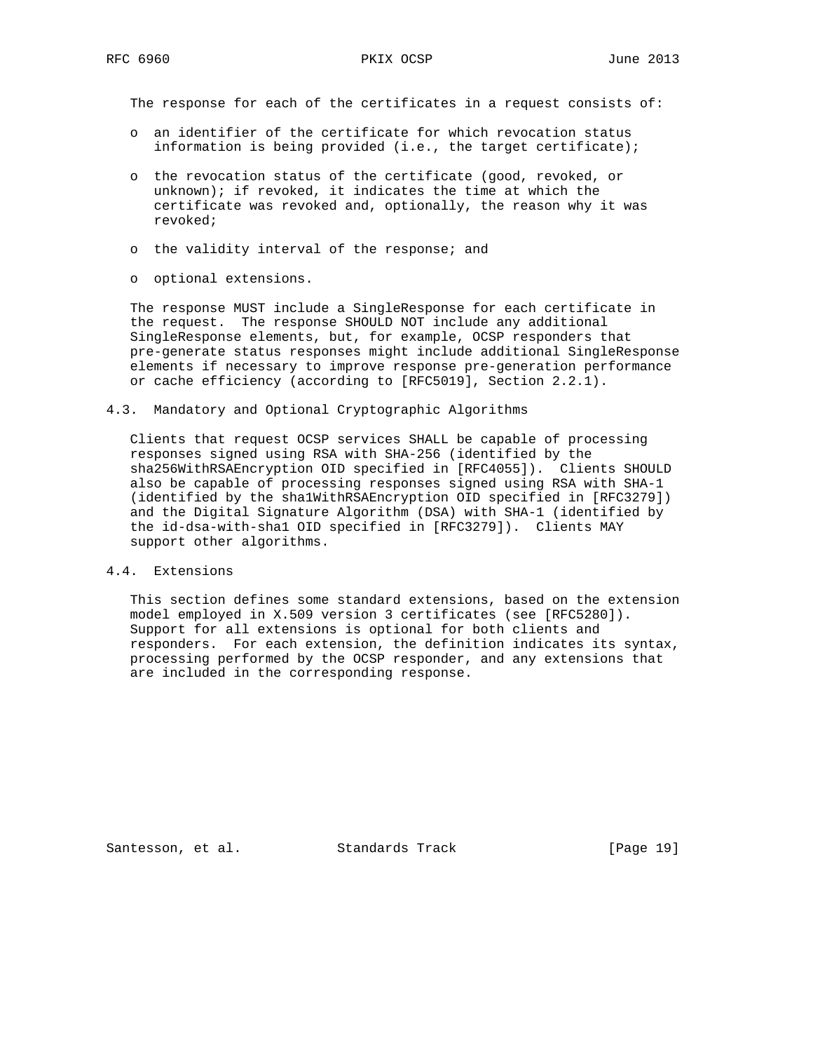The response for each of the certificates in a request consists of:

- an identifier of the certificate for which revocation status information is being provided (i.e., the target certificate);
- the revocation status of the certificate (good, revoked, or unknown); if revoked, it indicates the time at which the certificate was revoked and, optionally, the reason why it was revoked;
- the validity interval of the response; and
- optional extensions.

The response MUST include a SingleResponse for each certificate in the request. The response SHOULD NOT include any additional SingleResponse elements, but, for example, OCSP responders that pre-generate status responses might include additional SingleResponse elements if necessary to improve response pre-generation performance or cache efficiency (according to [RFC5019], Section 2.2.1).

## 4.3. Mandatory and Optional Cryptographic Algorithms

Clients that request OCSP services SHALL be capable of processing responses signed using RSA with SHA-256 (identified by the sha256WithRSAEncryption OID specified in [RFC4055]). Clients SHOULD also be capable of processing responses signed using RSA with SHA-1 (identified by the sha1WithRSAEncryption OID specified in [RFC3279]) and the Digital Signature Algorithm (DSA) with SHA-1 (identified by the id-dsa-with-sha1 OID specified in [RFC3279]). Clients MAY support other algorithms.

## 4.4. Extensions

This section defines some standard extensions, based on the extension model employed in X.509 version 3 certificates (see [RFC5280]). Support for all extensions is optional for both clients and responders. For each extension, the definition indicates its syntax, processing performed by the OCSP responder, and any extensions that are included in the corresponding response.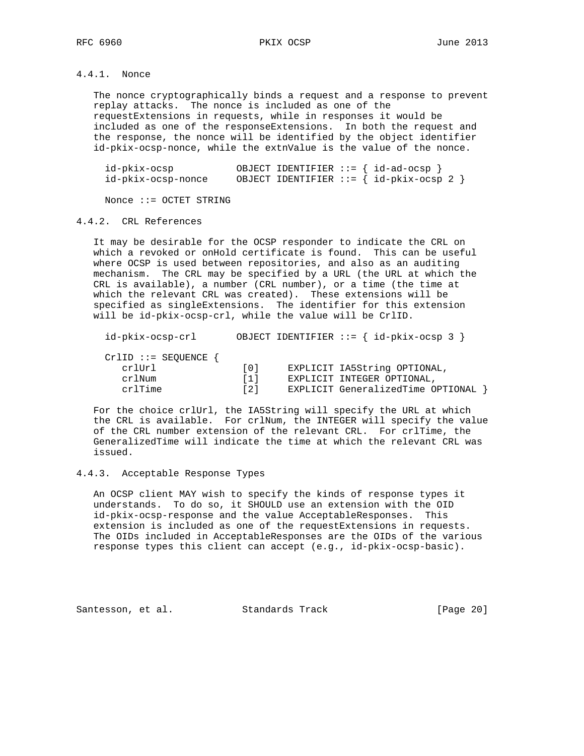### 4.4.1. Nonce

The nonce cryptographically binds a request and a response to prevent replay attacks. The nonce is included as one of the requestExtensions in requests, while in responses it would be included as one of the responseExtensions. In both the request and the response, the nonce will be identified by the object identifier id-pkix-ocsp-nonce, while the extnValue is the value of the nonce.

```
id-pkix-ocsp           OBJECT IDENTIFIER ::= { id-ad-ocsp }
id-pkix-ocsp-nonce     OBJECT IDENTIFIER ::= { id-pkix-ocsp 2 }

Nonce ::= OCTET STRING
```

### 4.4.2. CRL References

It may be desirable for the OCSP responder to indicate the CRL on which a revoked or onHold certificate is found. This can be useful where OCSP is used between repositories, and also as an auditing mechanism. The CRL may be specified by a URL (the URL at which the CRL is available), a number (CRL number), or a time (the time at which the relevant CRL was created). These extensions will be specified as singleExtensions. The identifier for this extension will be id-pkix-ocsp-crl, while the value will be CrlID.

```
id-pkix-ocsp-crl       OBJECT IDENTIFIER ::= { id-pkix-ocsp 3 }

CrlID ::= SEQUENCE {
   crlUrl               [0]     EXPLICIT IA5String OPTIONAL,
   crlNum               [1]     EXPLICIT INTEGER OPTIONAL,
   crlTime              [2]     EXPLICIT GeneralizedTime OPTIONAL }
```

For the choice crlUrl, the IA5String will specify the URL at which the CRL is available. For crlNum, the INTEGER will specify the value of the CRL number extension of the relevant CRL. For crlTime, the GeneralizedTime will indicate the time at which the relevant CRL was issued.

### 4.4.3. Acceptable Response Types

An OCSP client MAY wish to specify the kinds of response types it understands. To do so, it SHOULD use an extension with the OID id-pkix-ocsp-response and the value AcceptableResponses. This extension is included as one of the requestExtensions in requests. The OIDs included in AcceptableResponses are the OIDs of the various response types this client can accept (e.g., id-pkix-ocsp-basic).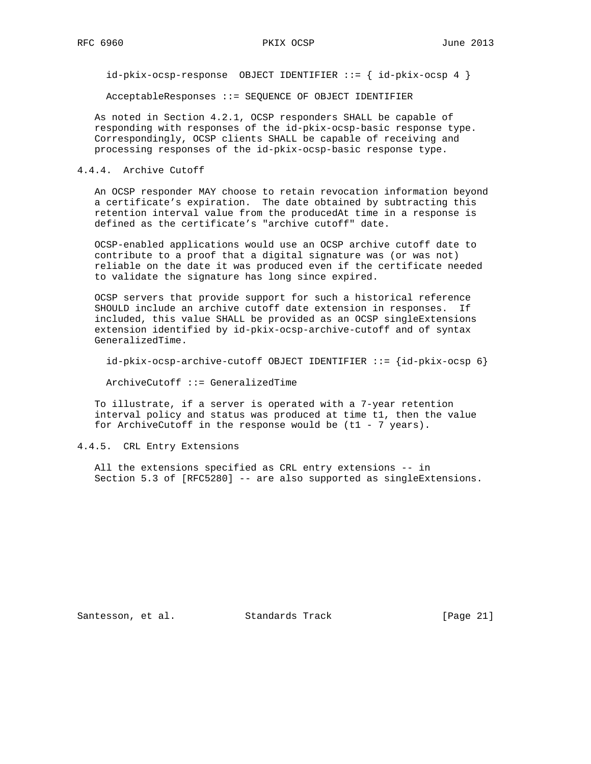```
id-pkix-ocsp-response  OBJECT IDENTIFIER ::= { id-pkix-ocsp 4 }

AcceptableResponses ::= SEQUENCE OF OBJECT IDENTIFIER
```

As noted in Section 4.2.1, OCSP responders SHALL be capable of responding with responses of the id-pkix-ocsp-basic response type. Correspondingly, OCSP clients SHALL be capable of receiving and processing responses of the id-pkix-ocsp-basic response type.

#### 4.4.4. Archive Cutoff

An OCSP responder MAY choose to retain revocation information beyond a certificate's expiration. The date obtained by subtracting this retention interval value from the producedAt time in a response is defined as the certificate's "archive cutoff" date.

OCSP-enabled applications would use an OCSP archive cutoff date to contribute to a proof that a digital signature was (or was not) reliable on the date it was produced even if the certificate needed to validate the signature has long since expired.

OCSP servers that provide support for such a historical reference SHOULD include an archive cutoff date extension in responses. If included, this value SHALL be provided as an OCSP singleExtensions extension identified by id-pkix-ocsp-archive-cutoff and of syntax GeneralizedTime.

```
id-pkix-ocsp-archive-cutoff OBJECT IDENTIFIER ::= {id-pkix-ocsp 6}

ArchiveCutoff ::= GeneralizedTime
```

To illustrate, if a server is operated with a 7-year retention interval policy and status was produced at time t1, then the value for ArchiveCutoff in the response would be (t1 - 7 years).

#### 4.4.5. CRL Entry Extensions

All the extensions specified as CRL entry extensions -- in Section 5.3 of [RFC5280] -- are also supported as singleExtensions.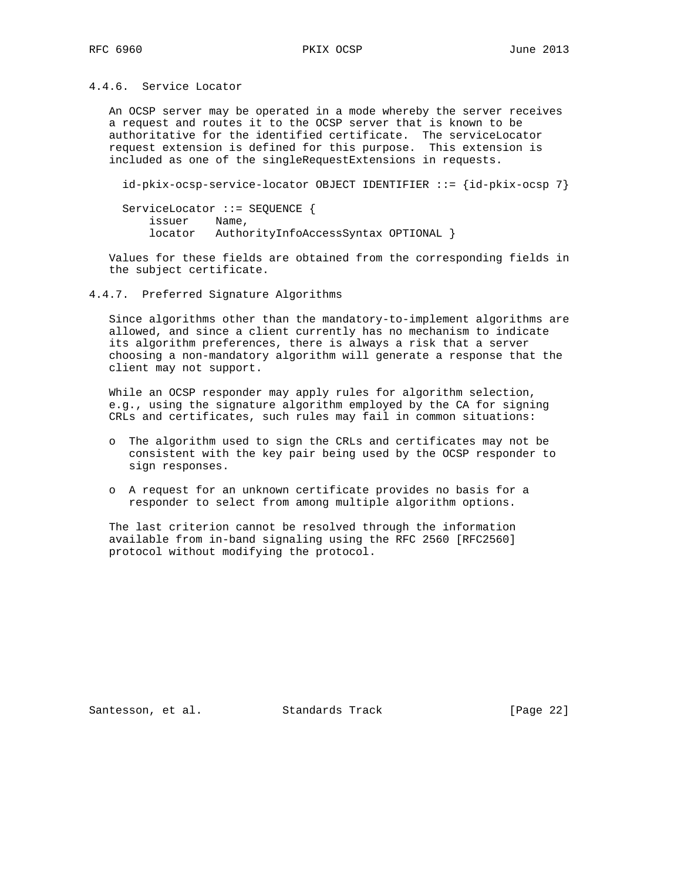### 4.4.6. Service Locator

An OCSP server may be operated in a mode whereby the server receives a request and routes it to the OCSP server that is known to be authoritative for the identified certificate. The serviceLocator request extension is defined for this purpose. This extension is included as one of the singleRequestExtensions in requests.

```
id-pkix-ocsp-service-locator OBJECT IDENTIFIER ::= {id-pkix-ocsp 7}

ServiceLocator ::= SEQUENCE {
    issuer    Name,
    locator   AuthorityInfoAccessSyntax OPTIONAL }
```

Values for these fields are obtained from the corresponding fields in the subject certificate.

### 4.4.7. Preferred Signature Algorithms

Since algorithms other than the mandatory-to-implement algorithms are allowed, and since a client currently has no mechanism to indicate its algorithm preferences, there is always a risk that a server choosing a non-mandatory algorithm will generate a response that the client may not support.

While an OCSP responder may apply rules for algorithm selection, e.g., using the signature algorithm employed by the CA for signing CRLs and certificates, such rules may fail in common situations:

- The algorithm used to sign the CRLs and certificates may not be consistent with the key pair being used by the OCSP responder to sign responses.

- A request for an unknown certificate provides no basis for a responder to select from among multiple algorithm options.

The last criterion cannot be resolved through the information available from in-band signaling using the RFC 2560 [RFC2560] protocol without modifying the protocol.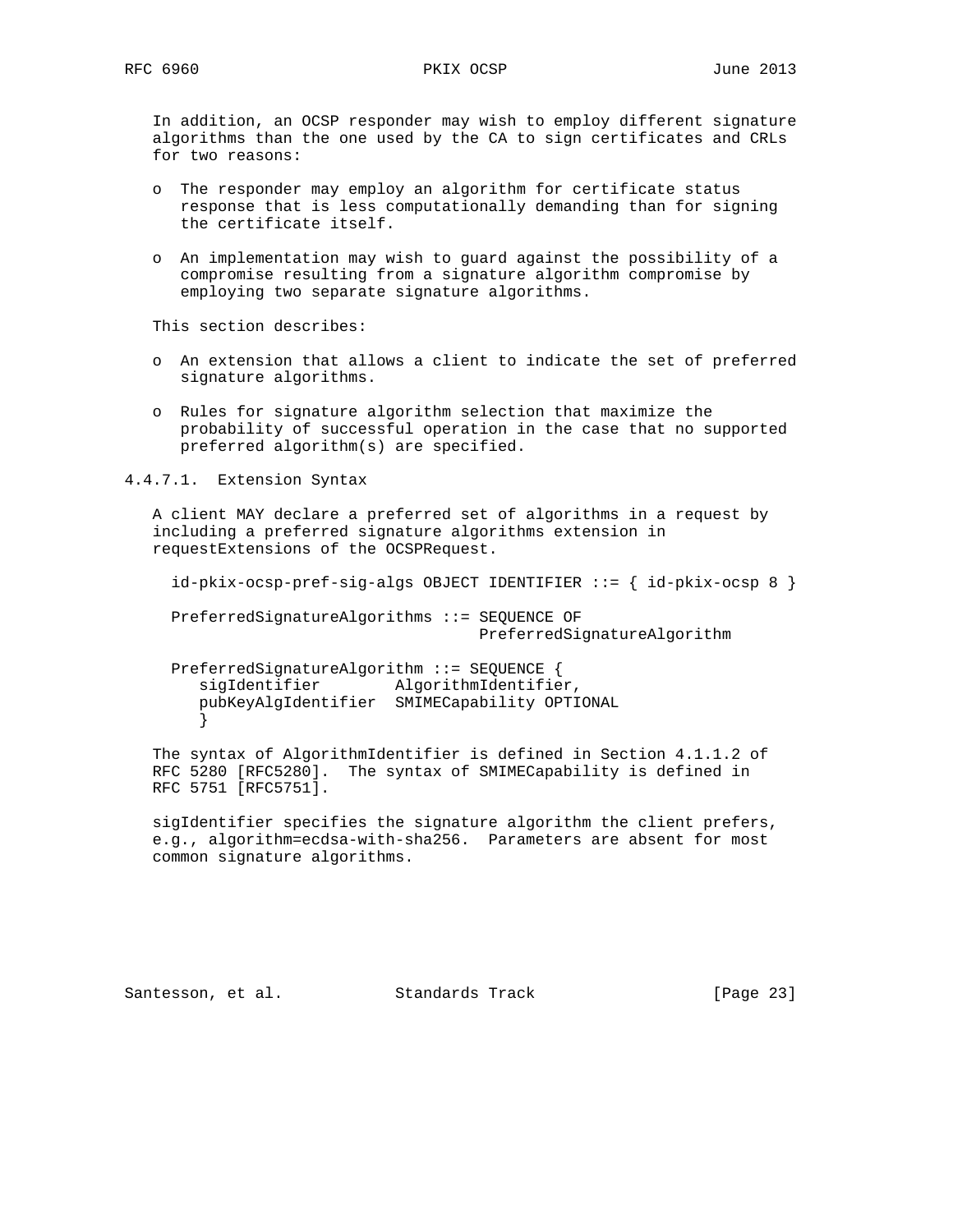In addition, an OCSP responder may wish to employ different signature algorithms than the one used by the CA to sign certificates and CRLs for two reasons:

- The responder may employ an algorithm for certificate status response that is less computationally demanding than for signing the certificate itself.
- An implementation may wish to guard against the possibility of a compromise resulting from a signature algorithm compromise by employing two separate signature algorithms.

This section describes:

- An extension that allows a client to indicate the set of preferred signature algorithms.
- Rules for signature algorithm selection that maximize the probability of successful operation in the case that no supported preferred algorithm(s) are specified.

### 4.4.7.1. Extension Syntax

A client MAY declare a preferred set of algorithms in a request by including a preferred signature algorithms extension in requestExtensions of the OCSPRequest.

```
id-pkix-ocsp-pref-sig-algs OBJECT IDENTIFIER ::= { id-pkix-ocsp 8 }

PreferredSignatureAlgorithms ::= SEQUENCE OF
                                 PreferredSignatureAlgorithm

PreferredSignatureAlgorithm ::= SEQUENCE {
   sigIdentifier        AlgorithmIdentifier,
   pubKeyAlgIdentifier  SMIMECapability OPTIONAL
   }
```

The syntax of AlgorithmIdentifier is defined in Section 4.1.1.2 of RFC 5280 [RFC5280]. The syntax of SMIMECapability is defined in RFC 5751 [RFC5751].

sigIdentifier specifies the signature algorithm the client prefers, e.g., algorithm=ecdsa-with-sha256. Parameters are absent for most common signature algorithms.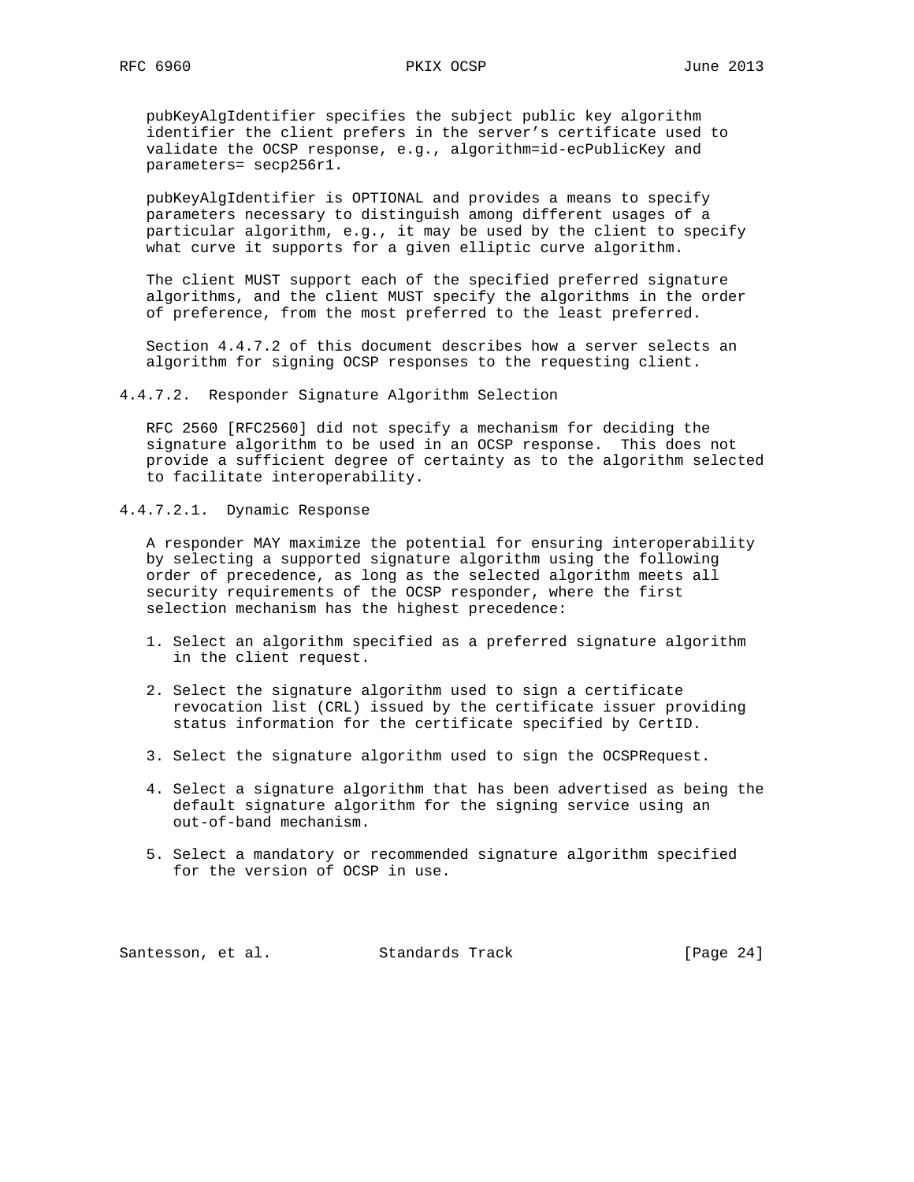pubKeyAlgIdentifier specifies the subject public key algorithm identifier the client prefers in the server's certificate used to validate the OCSP response, e.g., algorithm=id-ecPublicKey and parameters= secp256r1.

pubKeyAlgIdentifier is OPTIONAL and provides a means to specify parameters necessary to distinguish among different usages of a particular algorithm, e.g., it may be used by the client to specify what curve it supports for a given elliptic curve algorithm.

The client MUST support each of the specified preferred signature algorithms, and the client MUST specify the algorithms in the order of preference, from the most preferred to the least preferred.

Section 4.4.7.2 of this document describes how a server selects an algorithm for signing OCSP responses to the requesting client.

#### 4.4.7.2. Responder Signature Algorithm Selection

RFC 2560 [RFC2560] did not specify a mechanism for deciding the signature algorithm to be used in an OCSP response. This does not provide a sufficient degree of certainty as to the algorithm selected to facilitate interoperability.

##### 4.4.7.2.1. Dynamic Response

A responder MAY maximize the potential for ensuring interoperability by selecting a supported signature algorithm using the following order of precedence, as long as the selected algorithm meets all security requirements of the OCSP responder, where the first selection mechanism has the highest precedence:

1. Select an algorithm specified as a preferred signature algorithm in the client request.
2. Select the signature algorithm used to sign a certificate revocation list (CRL) issued by the certificate issuer providing status information for the certificate specified by CertID.
3. Select the signature algorithm used to sign the OCSPRequest.
4. Select a signature algorithm that has been advertised as being the default signature algorithm for the signing service using an out-of-band mechanism.
5. Select a mandatory or recommended signature algorithm specified for the version of OCSP in use.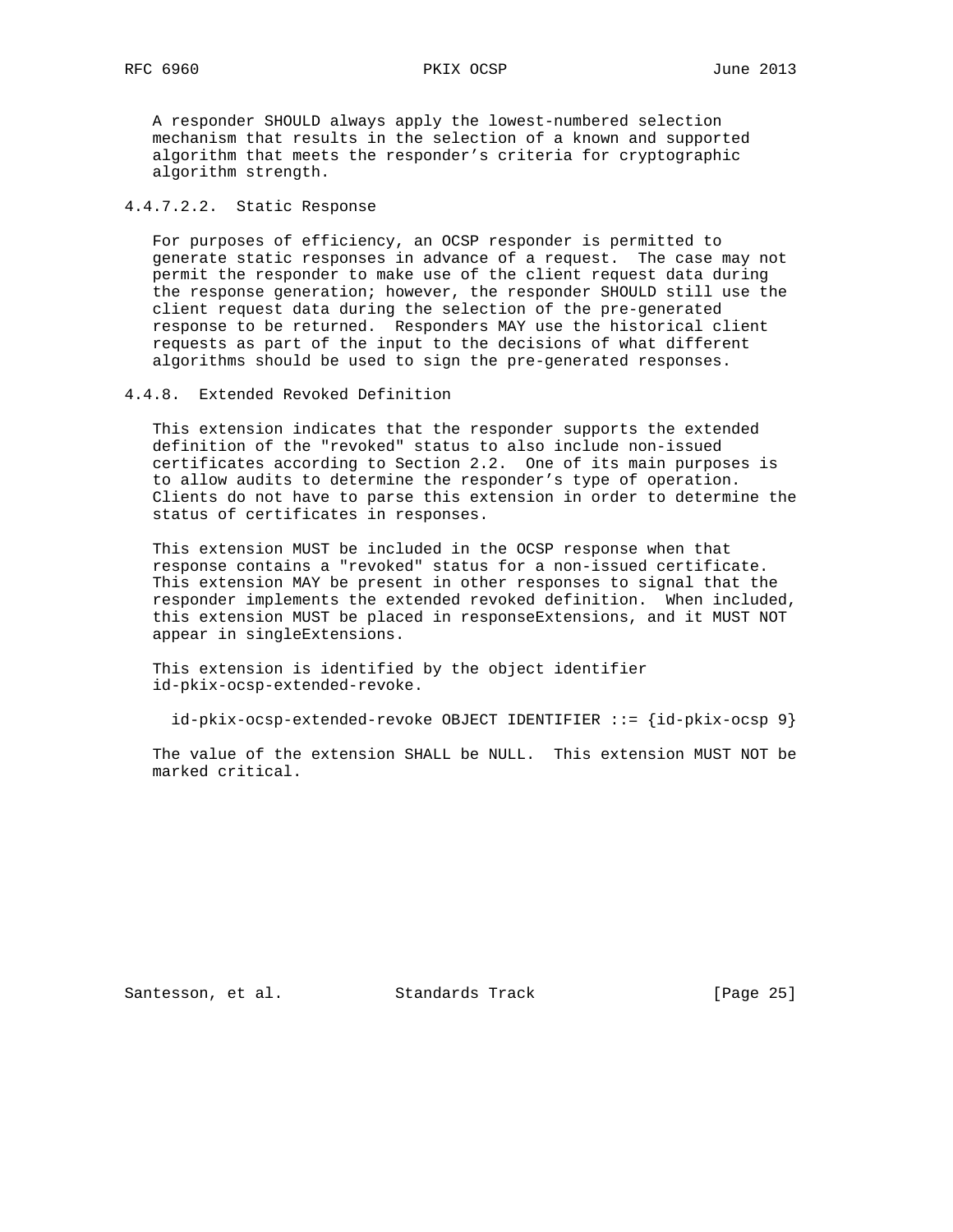A responder SHOULD always apply the lowest-numbered selection mechanism that results in the selection of a known and supported algorithm that meets the responder's criteria for cryptographic algorithm strength.

#### 4.4.7.2.2. Static Response

For purposes of efficiency, an OCSP responder is permitted to generate static responses in advance of a request. The case may not permit the responder to make use of the client request data during the response generation; however, the responder SHOULD still use the client request data during the selection of the pre-generated response to be returned. Responders MAY use the historical client requests as part of the input to the decisions of what different algorithms should be used to sign the pre-generated responses.

### 4.4.8. Extended Revoked Definition

This extension indicates that the responder supports the extended definition of the "revoked" status to also include non-issued certificates according to Section 2.2. One of its main purposes is to allow audits to determine the responder's type of operation. Clients do not have to parse this extension in order to determine the status of certificates in responses.

This extension MUST be included in the OCSP response when that response contains a "revoked" status for a non-issued certificate. This extension MAY be present in other responses to signal that the responder implements the extended revoked definition. When included, this extension MUST be placed in responseExtensions, and it MUST NOT appear in singleExtensions.

This extension is identified by the object identifier id-pkix-ocsp-extended-revoke.

```
id-pkix-ocsp-extended-revoke OBJECT IDENTIFIER ::= {id-pkix-ocsp 9}
```

The value of the extension SHALL be NULL. This extension MUST NOT be marked critical.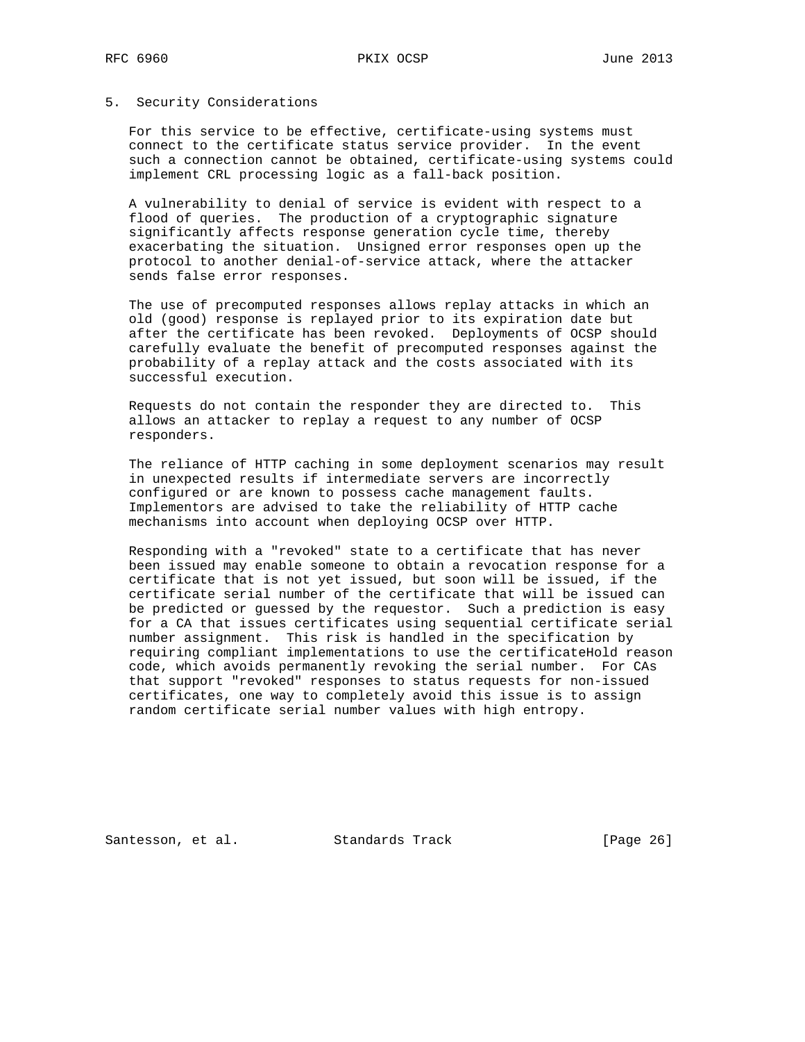## 5. Security Considerations

For this service to be effective, certificate-using systems must connect to the certificate status service provider. In the event such a connection cannot be obtained, certificate-using systems could implement CRL processing logic as a fall-back position.

A vulnerability to denial of service is evident with respect to a flood of queries. The production of a cryptographic signature significantly affects response generation cycle time, thereby exacerbating the situation. Unsigned error responses open up the protocol to another denial-of-service attack, where the attacker sends false error responses.

The use of precomputed responses allows replay attacks in which an old (good) response is replayed prior to its expiration date but after the certificate has been revoked. Deployments of OCSP should carefully evaluate the benefit of precomputed responses against the probability of a replay attack and the costs associated with its successful execution.

Requests do not contain the responder they are directed to. This allows an attacker to replay a request to any number of OCSP responders.

The reliance of HTTP caching in some deployment scenarios may result in unexpected results if intermediate servers are incorrectly configured or are known to possess cache management faults. Implementors are advised to take the reliability of HTTP cache mechanisms into account when deploying OCSP over HTTP.

Responding with a "revoked" state to a certificate that has never been issued may enable someone to obtain a revocation response for a certificate that is not yet issued, but soon will be issued, if the certificate serial number of the certificate that will be issued can be predicted or guessed by the requestor. Such a prediction is easy for a CA that issues certificates using sequential certificate serial number assignment. This risk is handled in the specification by requiring compliant implementations to use the certificateHold reason code, which avoids permanently revoking the serial number. For CAs that support "revoked" responses to status requests for non-issued certificates, one way to completely avoid this issue is to assign random certificate serial number values with high entropy.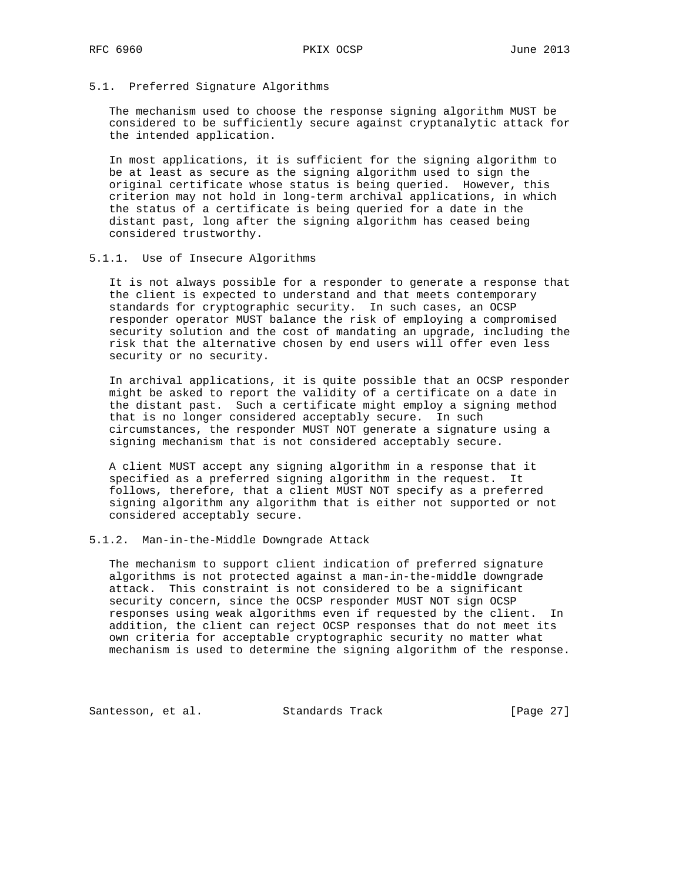### 5.1. Preferred Signature Algorithms

The mechanism used to choose the response signing algorithm MUST be considered to be sufficiently secure against cryptanalytic attack for the intended application.

In most applications, it is sufficient for the signing algorithm to be at least as secure as the signing algorithm used to sign the original certificate whose status is being queried. However, this criterion may not hold in long-term archival applications, in which the status of a certificate is being queried for a date in the distant past, long after the signing algorithm has ceased being considered trustworthy.

#### 5.1.1. Use of Insecure Algorithms

It is not always possible for a responder to generate a response that the client is expected to understand and that meets contemporary standards for cryptographic security. In such cases, an OCSP responder operator MUST balance the risk of employing a compromised security solution and the cost of mandating an upgrade, including the risk that the alternative chosen by end users will offer even less security or no security.

In archival applications, it is quite possible that an OCSP responder might be asked to report the validity of a certificate on a date in the distant past. Such a certificate might employ a signing method that is no longer considered acceptably secure. In such circumstances, the responder MUST NOT generate a signature using a signing mechanism that is not considered acceptably secure.

A client MUST accept any signing algorithm in a response that it specified as a preferred signing algorithm in the request. It follows, therefore, that a client MUST NOT specify as a preferred signing algorithm any algorithm that is either not supported or not considered acceptably secure.

#### 5.1.2. Man-in-the-Middle Downgrade Attack

The mechanism to support client indication of preferred signature algorithms is not protected against a man-in-the-middle downgrade attack. This constraint is not considered to be a significant security concern, since the OCSP responder MUST NOT sign OCSP responses using weak algorithms even if requested by the client. In addition, the client can reject OCSP responses that do not meet its own criteria for acceptable cryptographic security no matter what mechanism is used to determine the signing algorithm of the response.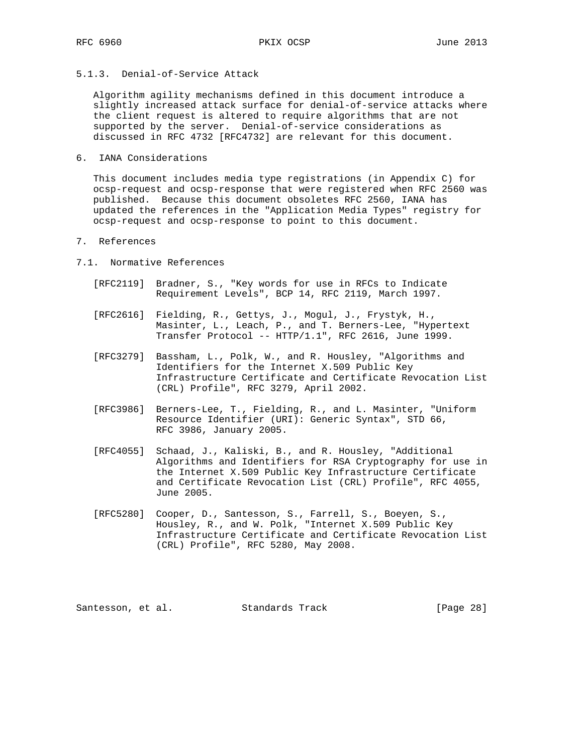#### 5.1.3. Denial-of-Service Attack

Algorithm agility mechanisms defined in this document introduce a slightly increased attack surface for denial-of-service attacks where the client request is altered to require algorithms that are not supported by the server. Denial-of-service considerations as discussed in RFC 4732 [RFC4732] are relevant for this document.

## 6. IANA Considerations

This document includes media type registrations (in Appendix C) for ocsp-request and ocsp-response that were registered when RFC 2560 was published. Because this document obsoletes RFC 2560, IANA has updated the references in the "Application Media Types" registry for ocsp-request and ocsp-response to point to this document.

## 7. References

### 7.1. Normative References

[RFC2119] Bradner, S., "Key words for use in RFCs to Indicate Requirement Levels", BCP 14, RFC 2119, March 1997.

[RFC2616] Fielding, R., Gettys, J., Mogul, J., Frystyk, H., Masinter, L., Leach, P., and T. Berners-Lee, "Hypertext Transfer Protocol -- HTTP/1.1", RFC 2616, June 1999.

[RFC3279] Bassham, L., Polk, W., and R. Housley, "Algorithms and Identifiers for the Internet X.509 Public Key Infrastructure Certificate and Certificate Revocation List (CRL) Profile", RFC 3279, April 2002.

[RFC3986] Berners-Lee, T., Fielding, R., and L. Masinter, "Uniform Resource Identifier (URI): Generic Syntax", STD 66, RFC 3986, January 2005.

[RFC4055] Schaad, J., Kaliski, B., and R. Housley, "Additional Algorithms and Identifiers for RSA Cryptography for use in the Internet X.509 Public Key Infrastructure Certificate and Certificate Revocation List (CRL) Profile", RFC 4055, June 2005.

[RFC5280] Cooper, D., Santesson, S., Farrell, S., Boeyen, S., Housley, R., and W. Polk, "Internet X.509 Public Key Infrastructure Certificate and Certificate Revocation List (CRL) Profile", RFC 5280, May 2008.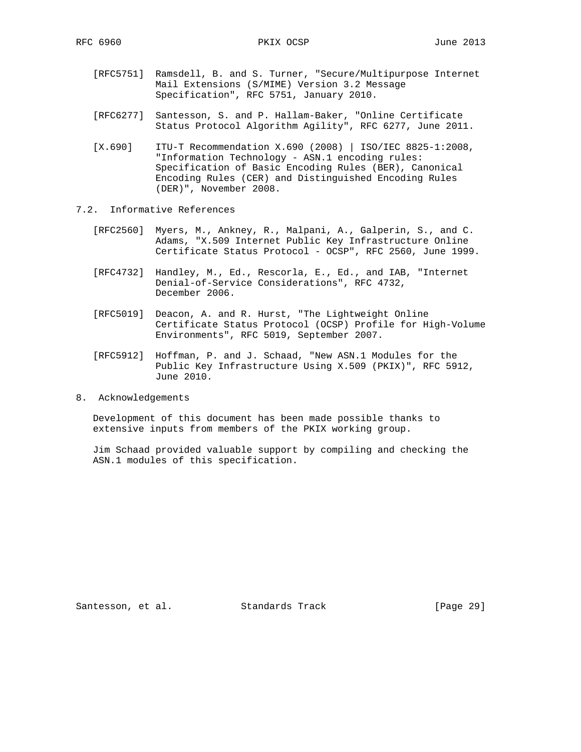[RFC5751] Ramsdell, B. and S. Turner, "Secure/Multipurpose Internet Mail Extensions (S/MIME) Version 3.2 Message Specification", RFC 5751, January 2010.

[RFC6277] Santesson, S. and P. Hallam-Baker, "Online Certificate Status Protocol Algorithm Agility", RFC 6277, June 2011.

[X.690] ITU-T Recommendation X.690 (2008) | ISO/IEC 8825-1:2008, "Information Technology - ASN.1 encoding rules: Specification of Basic Encoding Rules (BER), Canonical Encoding Rules (CER) and Distinguished Encoding Rules (DER)", November 2008.

## 7.2. Informative References

[RFC2560] Myers, M., Ankney, R., Malpani, A., Galperin, S., and C. Adams, "X.509 Internet Public Key Infrastructure Online Certificate Status Protocol - OCSP", RFC 2560, June 1999.

[RFC4732] Handley, M., Ed., Rescorla, E., Ed., and IAB, "Internet Denial-of-Service Considerations", RFC 4732, December 2006.

[RFC5019] Deacon, A. and R. Hurst, "The Lightweight Online Certificate Status Protocol (OCSP) Profile for High-Volume Environments", RFC 5019, September 2007.

[RFC5912] Hoffman, P. and J. Schaad, "New ASN.1 Modules for the Public Key Infrastructure Using X.509 (PKIX)", RFC 5912, June 2010.

# 8. Acknowledgements

Development of this document has been made possible thanks to extensive inputs from members of the PKIX working group.

Jim Schaad provided valuable support by compiling and checking the ASN.1 modules of this specification.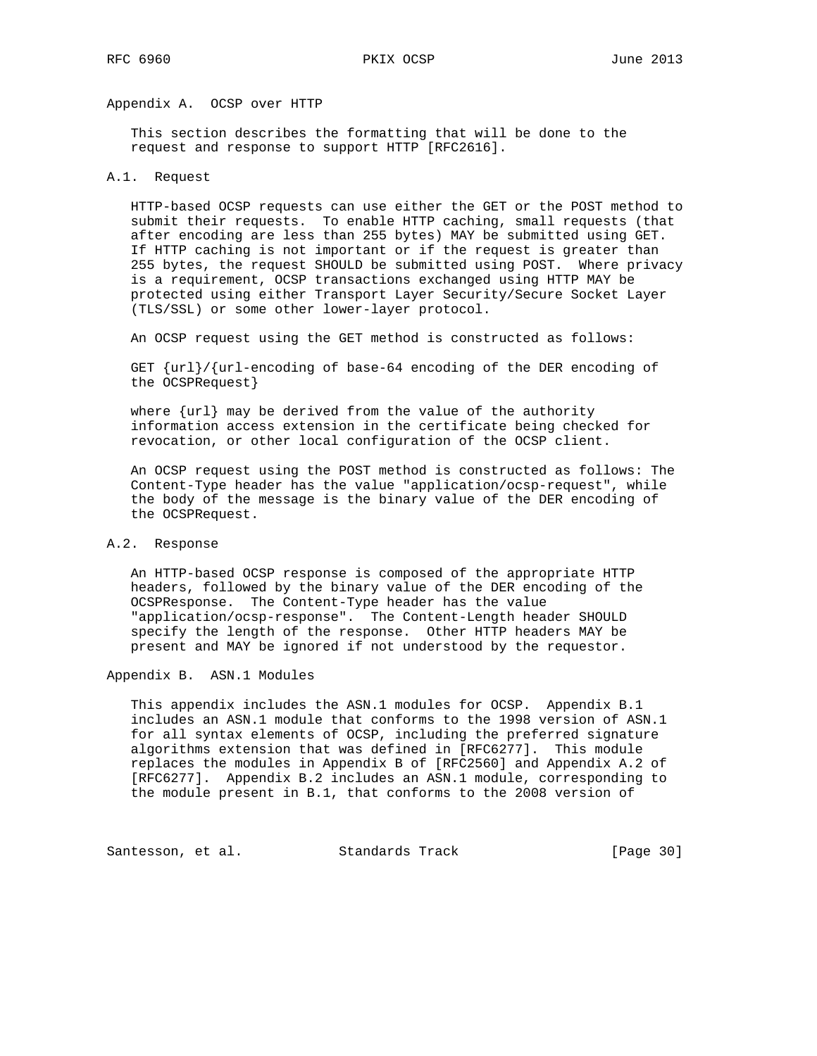## Appendix A. OCSP over HTTP

This section describes the formatting that will be done to the request and response to support HTTP [RFC2616].

### A.1. Request

HTTP-based OCSP requests can use either the GET or the POST method to submit their requests. To enable HTTP caching, small requests (that after encoding are less than 255 bytes) MAY be submitted using GET. If HTTP caching is not important or if the request is greater than 255 bytes, the request SHOULD be submitted using POST. Where privacy is a requirement, OCSP transactions exchanged using HTTP MAY be protected using either Transport Layer Security/Secure Socket Layer (TLS/SSL) or some other lower-layer protocol.

An OCSP request using the GET method is constructed as follows:

GET {url}/{url-encoding of base-64 encoding of the DER encoding of the OCSPRequest}

where {url} may be derived from the value of the authority information access extension in the certificate being checked for revocation, or other local configuration of the OCSP client.

An OCSP request using the POST method is constructed as follows: The Content-Type header has the value "application/ocsp-request", while the body of the message is the binary value of the DER encoding of the OCSPRequest.

### A.2. Response

An HTTP-based OCSP response is composed of the appropriate HTTP headers, followed by the binary value of the DER encoding of the OCSPResponse. The Content-Type header has the value "application/ocsp-response". The Content-Length header SHOULD specify the length of the response. Other HTTP headers MAY be present and MAY be ignored if not understood by the requestor.

## Appendix B. ASN.1 Modules

This appendix includes the ASN.1 modules for OCSP. Appendix B.1 includes an ASN.1 module that conforms to the 1998 version of ASN.1 for all syntax elements of OCSP, including the preferred signature algorithms extension that was defined in [RFC6277]. This module replaces the modules in Appendix B of [RFC2560] and Appendix A.2 of [RFC6277]. Appendix B.2 includes an ASN.1 module, corresponding to the module present in B.1, that conforms to the 2008 version of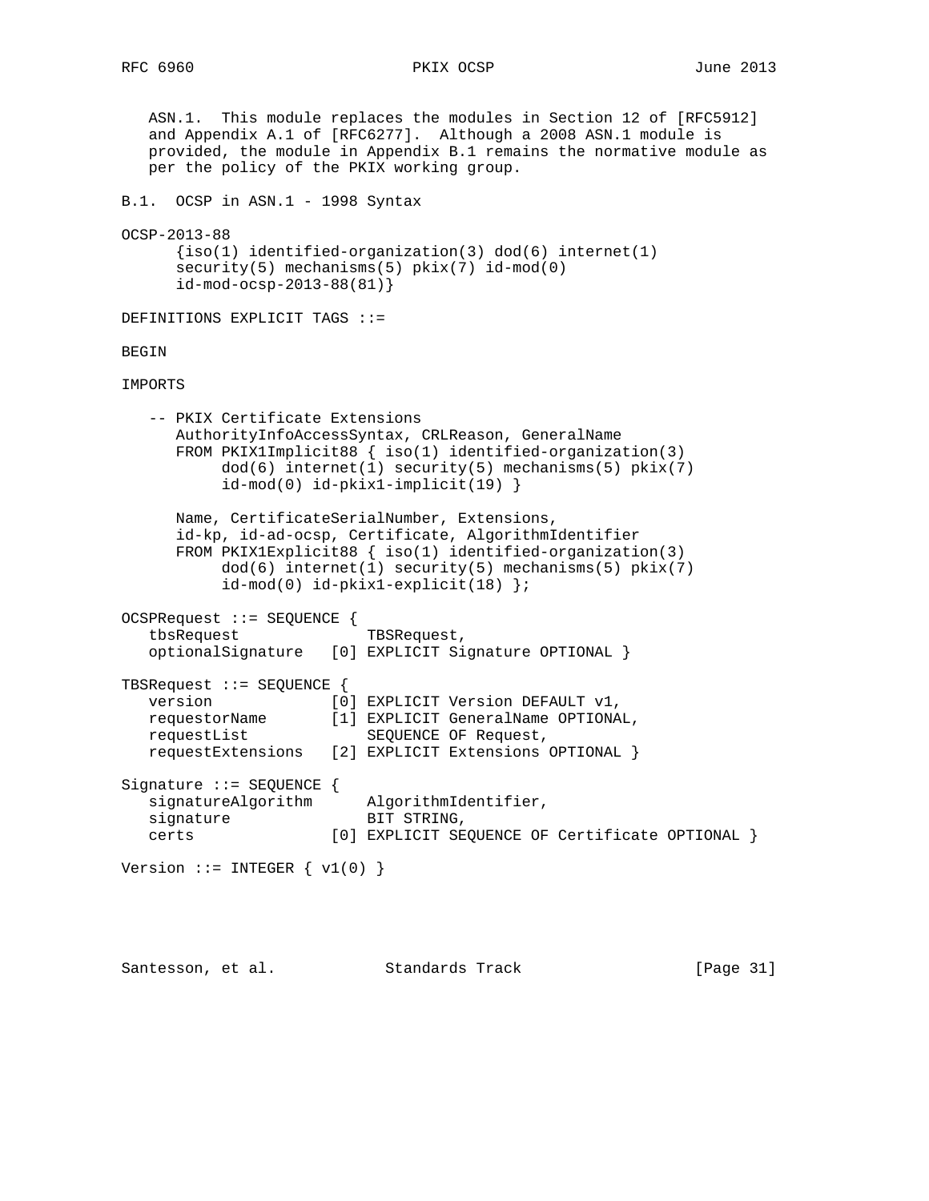ASN.1. This module replaces the modules in Section 12 of [RFC5912] and Appendix A.1 of [RFC6277]. Although a 2008 ASN.1 module is provided, the module in Appendix B.1 remains the normative module as per the policy of the PKIX working group.

## B.1. OCSP in ASN.1 - 1998 Syntax

```
OCSP-2013-88
      {iso(1) identified-organization(3) dod(6) internet(1)
      security(5) mechanisms(5) pkix(7) id-mod(0)
      id-mod-ocsp-2013-88(81)}

DEFINITIONS EXPLICIT TAGS ::=

BEGIN

IMPORTS

   -- PKIX Certificate Extensions
      AuthorityInfoAccessSyntax, CRLReason, GeneralName
      FROM PKIX1Implicit88 { iso(1) identified-organization(3)
           dod(6) internet(1) security(5) mechanisms(5) pkix(7)
           id-mod(0) id-pkix1-implicit(19) }

      Name, CertificateSerialNumber, Extensions,
      id-kp, id-ad-ocsp, Certificate, AlgorithmIdentifier
      FROM PKIX1Explicit88 { iso(1) identified-organization(3)
           dod(6) internet(1) security(5) mechanisms(5) pkix(7)
           id-mod(0) id-pkix1-explicit(18) };

OCSPRequest ::= SEQUENCE {
   tbsRequest              TBSRequest,
   optionalSignature   [0] EXPLICIT Signature OPTIONAL }

TBSRequest ::= SEQUENCE {
   version             [0] EXPLICIT Version DEFAULT v1,
   requestorName       [1] EXPLICIT GeneralName OPTIONAL,
   requestList             SEQUENCE OF Request,
   requestExtensions   [2] EXPLICIT Extensions OPTIONAL }

Signature ::= SEQUENCE {
   signatureAlgorithm      AlgorithmIdentifier,
   signature               BIT STRING,
   certs               [0] EXPLICIT SEQUENCE OF Certificate OPTIONAL }

Version ::= INTEGER { v1(0) }
```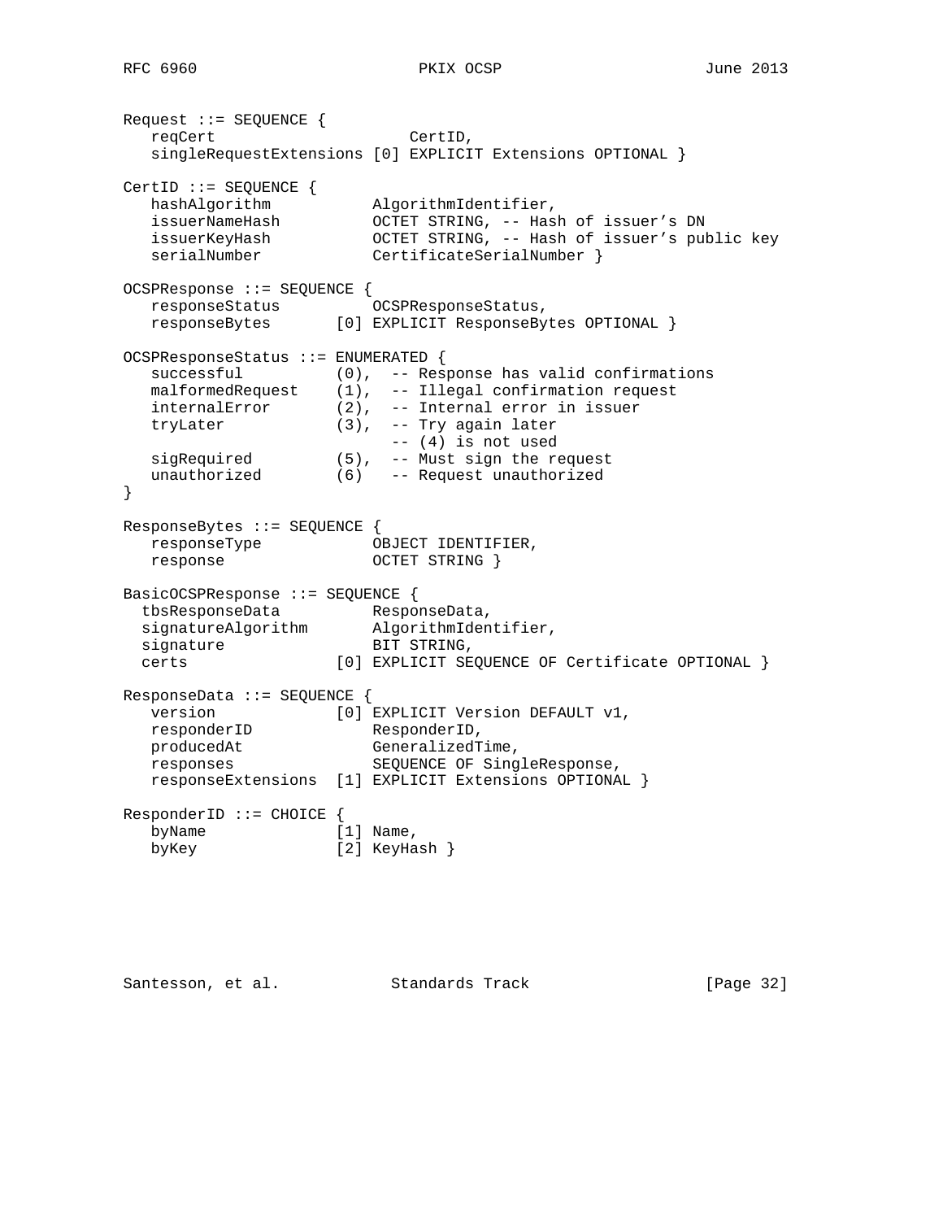```
Request ::= SEQUENCE {
   reqCert                     CertID,
   singleRequestExtensions [0] EXPLICIT Extensions OPTIONAL }

CertID ::= SEQUENCE {
   hashAlgorithm           AlgorithmIdentifier,
   issuerNameHash          OCTET STRING, -- Hash of issuer's DN
   issuerKeyHash           OCTET STRING, -- Hash of issuer's public key
   serialNumber            CertificateSerialNumber }

OCSPResponse ::= SEQUENCE {
   responseStatus          OCSPResponseStatus,
   responseBytes       [0] EXPLICIT ResponseBytes OPTIONAL }

OCSPResponseStatus ::= ENUMERATED {
   successful          (0),  -- Response has valid confirmations
   malformedRequest    (1),  -- Illegal confirmation request
   internalError       (2),  -- Internal error in issuer
   tryLater            (3),  -- Try again later
                             -- (4) is not used
   sigRequired         (5),  -- Must sign the request
   unauthorized        (6)   -- Request unauthorized
}

ResponseBytes ::= SEQUENCE {
   responseType            OBJECT IDENTIFIER,
   response                OCTET STRING }

BasicOCSPResponse ::= SEQUENCE {
  tbsResponseData          ResponseData,
  signatureAlgorithm       AlgorithmIdentifier,
  signature                BIT STRING,
  certs                [0] EXPLICIT SEQUENCE OF Certificate OPTIONAL }

ResponseData ::= SEQUENCE {
   version             [0] EXPLICIT Version DEFAULT v1,
   responderID             ResponderID,
   producedAt              GeneralizedTime,
   responses               SEQUENCE OF SingleResponse,
   responseExtensions  [1] EXPLICIT Extensions OPTIONAL }

ResponderID ::= CHOICE {
   byName              [1] Name,
   byKey               [2] KeyHash }
```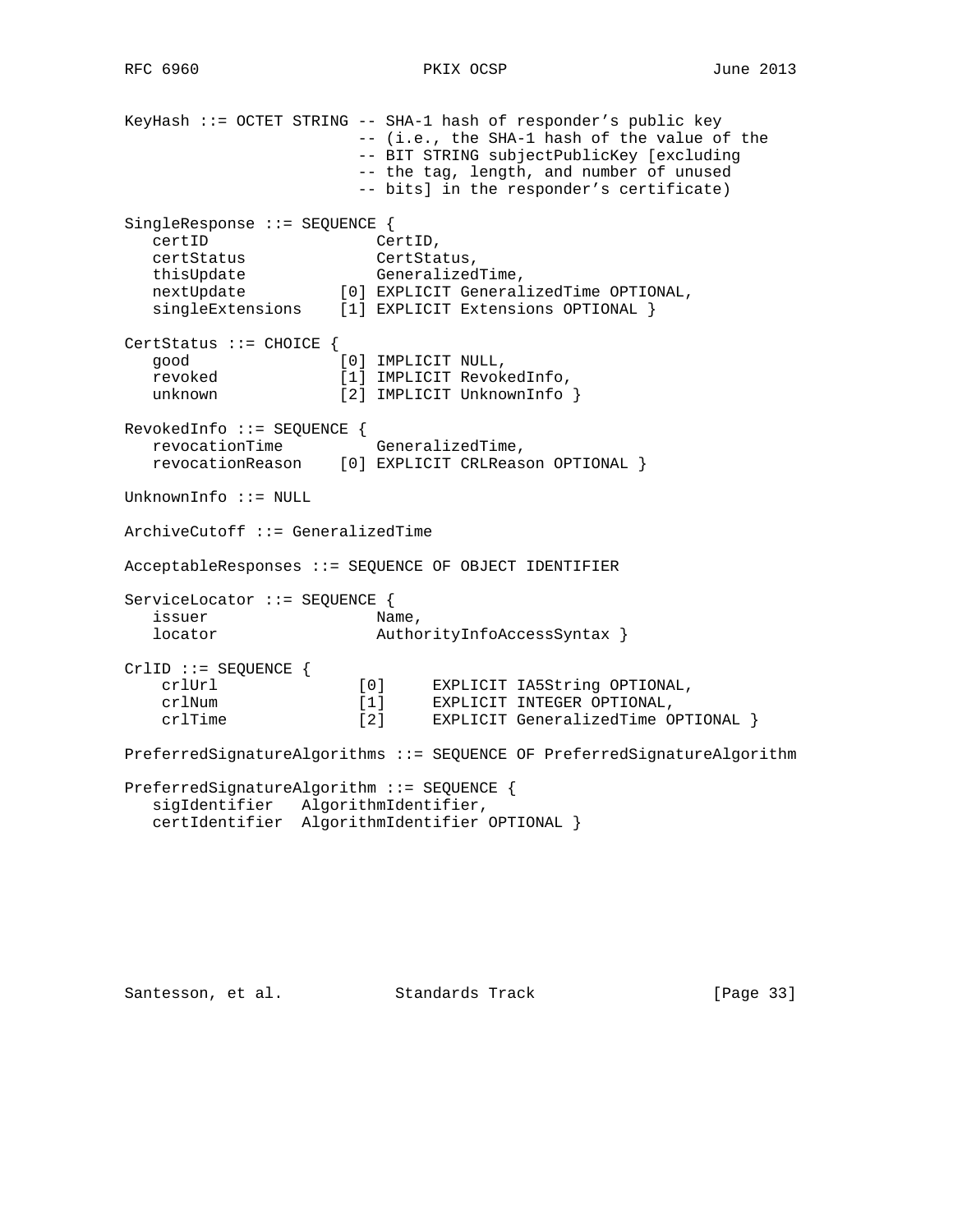```
KeyHash ::= OCTET STRING -- SHA-1 hash of responder's public key
                         -- (i.e., the SHA-1 hash of the value of the
                         -- BIT STRING subjectPublicKey [excluding
                         -- the tag, length, and number of unused
                         -- bits] in the responder's certificate)

SingleResponse ::= SEQUENCE {
   certID                  CertID,
   certStatus              CertStatus,
   thisUpdate              GeneralizedTime,
   nextUpdate          [0] EXPLICIT GeneralizedTime OPTIONAL,
   singleExtensions    [1] EXPLICIT Extensions OPTIONAL }

CertStatus ::= CHOICE {
   good                [0] IMPLICIT NULL,
   revoked             [1] IMPLICIT RevokedInfo,
   unknown             [2] IMPLICIT UnknownInfo }

RevokedInfo ::= SEQUENCE {
   revocationTime          GeneralizedTime,
   revocationReason    [0] EXPLICIT CRLReason OPTIONAL }

UnknownInfo ::= NULL

ArchiveCutoff ::= GeneralizedTime

AcceptableResponses ::= SEQUENCE OF OBJECT IDENTIFIER

ServiceLocator ::= SEQUENCE {
   issuer                  Name,
   locator                 AuthorityInfoAccessSyntax }

CrlID ::= SEQUENCE {
    crlUrl               [0]     EXPLICIT IA5String OPTIONAL,
    crlNum               [1]     EXPLICIT INTEGER OPTIONAL,
    crlTime              [2]     EXPLICIT GeneralizedTime OPTIONAL }

PreferredSignatureAlgorithms ::= SEQUENCE OF PreferredSignatureAlgorithm

PreferredSignatureAlgorithm ::= SEQUENCE {
   sigIdentifier   AlgorithmIdentifier,
   certIdentifier  AlgorithmIdentifier OPTIONAL }
```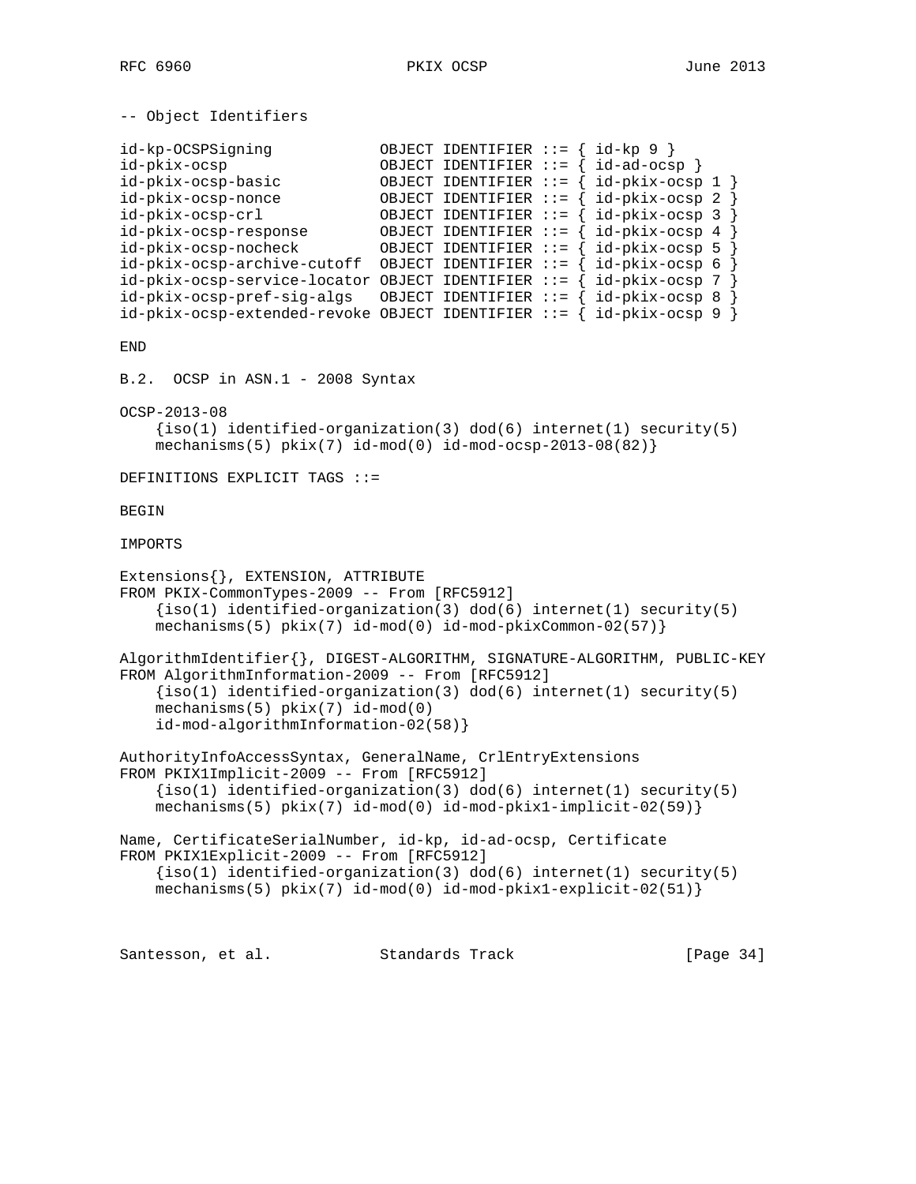```
-- Object Identifiers

id-kp-OCSPSigning            OBJECT IDENTIFIER ::= { id-kp 9 }
id-pkix-ocsp                 OBJECT IDENTIFIER ::= { id-ad-ocsp }
id-pkix-ocsp-basic           OBJECT IDENTIFIER ::= { id-pkix-ocsp 1 }
id-pkix-ocsp-nonce           OBJECT IDENTIFIER ::= { id-pkix-ocsp 2 }
id-pkix-ocsp-crl             OBJECT IDENTIFIER ::= { id-pkix-ocsp 3 }
id-pkix-ocsp-response        OBJECT IDENTIFIER ::= { id-pkix-ocsp 4 }
id-pkix-ocsp-nocheck         OBJECT IDENTIFIER ::= { id-pkix-ocsp 5 }
id-pkix-ocsp-archive-cutoff  OBJECT IDENTIFIER ::= { id-pkix-ocsp 6 }
id-pkix-ocsp-service-locator OBJECT IDENTIFIER ::= { id-pkix-ocsp 7 }
id-pkix-ocsp-pref-sig-algs   OBJECT IDENTIFIER ::= { id-pkix-ocsp 8 }
id-pkix-ocsp-extended-revoke OBJECT IDENTIFIER ::= { id-pkix-ocsp 9 }

END
```

## B.2. OCSP in ASN.1 - 2008 Syntax

```
OCSP-2013-08
    {iso(1) identified-organization(3) dod(6) internet(1) security(5)
    mechanisms(5) pkix(7) id-mod(0) id-mod-ocsp-2013-08(82)}

DEFINITIONS EXPLICIT TAGS ::=

BEGIN

IMPORTS

Extensions{}, EXTENSION, ATTRIBUTE
FROM PKIX-CommonTypes-2009 -- From [RFC5912]
    {iso(1) identified-organization(3) dod(6) internet(1) security(5)
    mechanisms(5) pkix(7) id-mod(0) id-mod-pkixCommon-02(57)}

AlgorithmIdentifier{}, DIGEST-ALGORITHM, SIGNATURE-ALGORITHM, PUBLIC-KEY
FROM AlgorithmInformation-2009 -- From [RFC5912]
    {iso(1) identified-organization(3) dod(6) internet(1) security(5)
    mechanisms(5) pkix(7) id-mod(0)
    id-mod-algorithmInformation-02(58)}

AuthorityInfoAccessSyntax, GeneralName, CrlEntryExtensions
FROM PKIX1Implicit-2009 -- From [RFC5912]
    {iso(1) identified-organization(3) dod(6) internet(1) security(5)
    mechanisms(5) pkix(7) id-mod(0) id-mod-pkix1-implicit-02(59)}

Name, CertificateSerialNumber, id-kp, id-ad-ocsp, Certificate
FROM PKIX1Explicit-2009 -- From [RFC5912]
    {iso(1) identified-organization(3) dod(6) internet(1) security(5)
    mechanisms(5) pkix(7) id-mod(0) id-mod-pkix1-explicit-02(51)}
```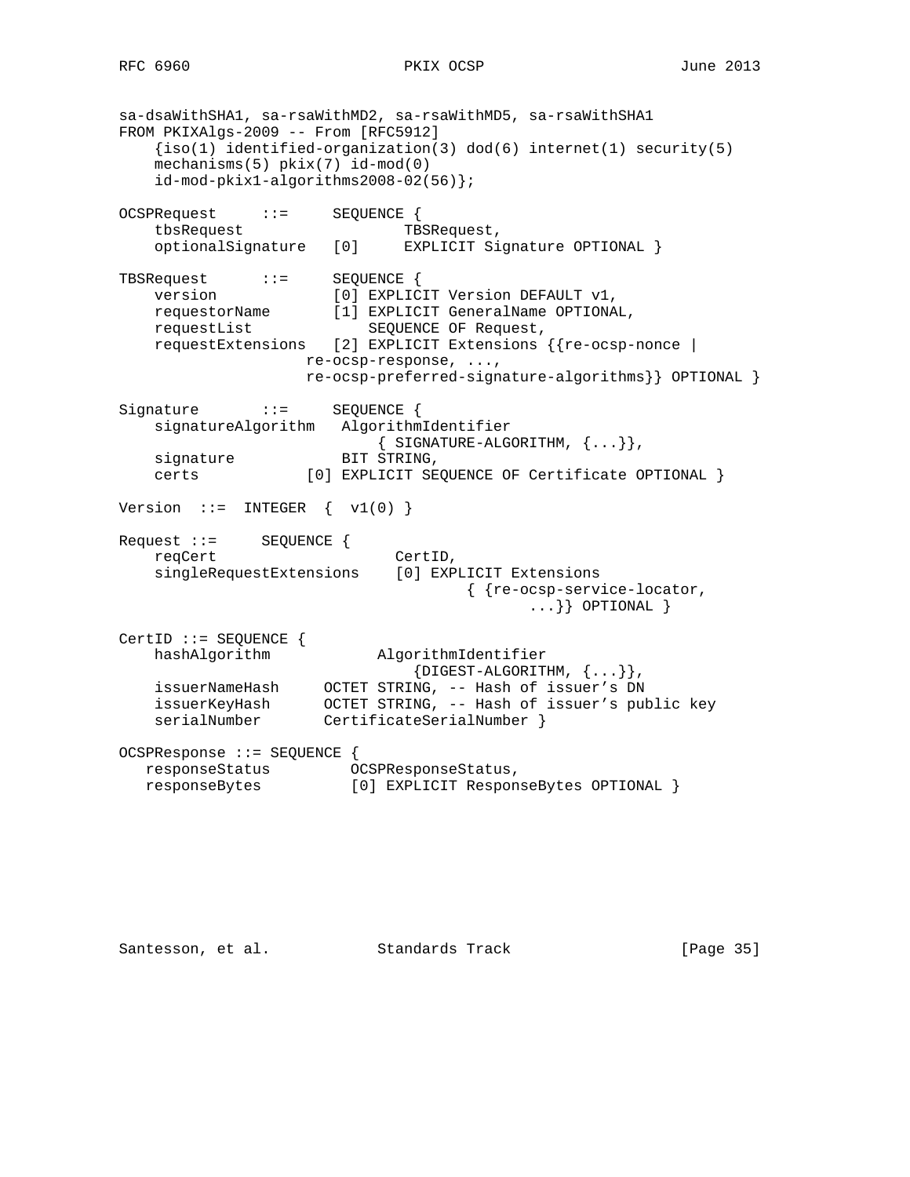```
sa-dsaWithSHA1, sa-rsaWithMD2, sa-rsaWithMD5, sa-rsaWithSHA1
FROM PKIXAlgs-2009 -- From [RFC5912]
    {iso(1) identified-organization(3) dod(6) internet(1) security(5)
    mechanisms(5) pkix(7) id-mod(0)
    id-mod-pkix1-algorithms2008-02(56)};

OCSPRequest     ::=     SEQUENCE {
    tbsRequest                  TBSRequest,
    optionalSignature   [0]     EXPLICIT Signature OPTIONAL }

TBSRequest      ::=     SEQUENCE {
    version             [0] EXPLICIT Version DEFAULT v1,
    requestorName       [1] EXPLICIT GeneralName OPTIONAL,
    requestList             SEQUENCE OF Request,
    requestExtensions   [2] EXPLICIT Extensions {{re-ocsp-nonce |
                     re-ocsp-response, ...,
                     re-ocsp-preferred-signature-algorithms}} OPTIONAL }

Signature       ::=     SEQUENCE {
    signatureAlgorithm   AlgorithmIdentifier
                         { SIGNATURE-ALGORITHM, {...}},
    signature            BIT STRING,
    certs            [0] EXPLICIT SEQUENCE OF Certificate OPTIONAL }

Version  ::=  INTEGER  {  v1(0) }

Request ::=     SEQUENCE {
    reqCert                    CertID,
    singleRequestExtensions    [0] EXPLICIT Extensions
                                   { {re-ocsp-service-locator,
                                          ...}} OPTIONAL }

CertID ::= SEQUENCE {
    hashAlgorithm            AlgorithmIdentifier
                               {DIGEST-ALGORITHM, {...}},
    issuerNameHash     OCTET STRING, -- Hash of issuer's DN
    issuerKeyHash      OCTET STRING, -- Hash of issuer's public key
    serialNumber       CertificateSerialNumber }

OCSPResponse ::= SEQUENCE {
   responseStatus         OCSPResponseStatus,
   responseBytes          [0] EXPLICIT ResponseBytes OPTIONAL }
```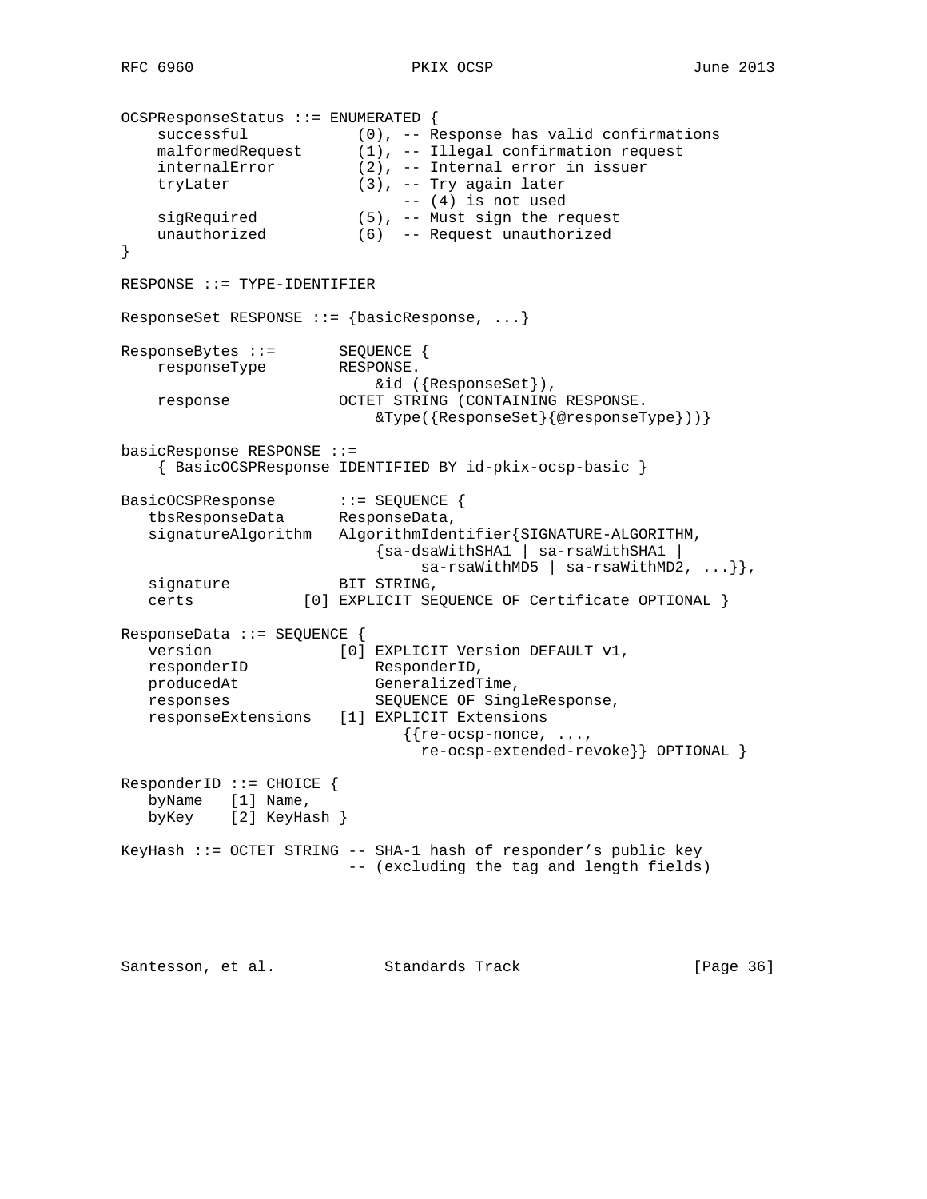```
OCSPResponseStatus ::= ENUMERATED {
    successful            (0), -- Response has valid confirmations
    malformedRequest      (1), -- Illegal confirmation request
    internalError         (2), -- Internal error in issuer
    tryLater              (3), -- Try again later
                               -- (4) is not used
    sigRequired           (5), -- Must sign the request
    unauthorized          (6)  -- Request unauthorized
}

RESPONSE ::= TYPE-IDENTIFIER

ResponseSet RESPONSE ::= {basicResponse, ...}

ResponseBytes ::=       SEQUENCE {
    responseType        RESPONSE.
                            &id ({ResponseSet}),
    response            OCTET STRING (CONTAINING RESPONSE.
                            &Type({ResponseSet}{@responseType}))}

basicResponse RESPONSE ::=
    { BasicOCSPResponse IDENTIFIED BY id-pkix-ocsp-basic }

BasicOCSPResponse       ::= SEQUENCE {
   tbsResponseData      ResponseData,
   signatureAlgorithm   AlgorithmIdentifier{SIGNATURE-ALGORITHM,
                            {sa-dsaWithSHA1 | sa-rsaWithSHA1 |
                                 sa-rsaWithMD5 | sa-rsaWithMD2, ...}},
   signature            BIT STRING,
   certs            [0] EXPLICIT SEQUENCE OF Certificate OPTIONAL }

ResponseData ::= SEQUENCE {
   version              [0] EXPLICIT Version DEFAULT v1,
   responderID              ResponderID,
   producedAt               GeneralizedTime,
   responses                SEQUENCE OF SingleResponse,
   responseExtensions   [1] EXPLICIT Extensions
                               {{re-ocsp-nonce, ...,
                                 re-ocsp-extended-revoke}} OPTIONAL }

ResponderID ::= CHOICE {
   byName   [1] Name,
   byKey    [2] KeyHash }

KeyHash ::= OCTET STRING -- SHA-1 hash of responder's public key
                         -- (excluding the tag and length fields)
```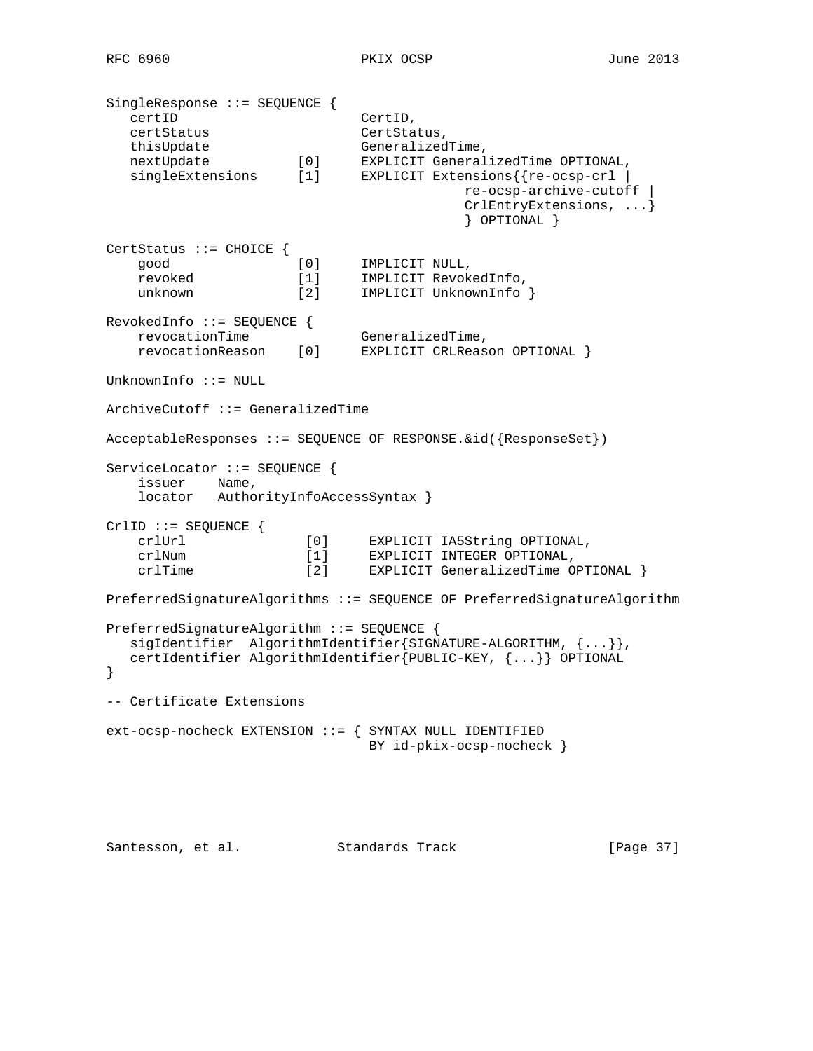```
SingleResponse ::= SEQUENCE {
   certID                       CertID,
   certStatus                   CertStatus,
   thisUpdate                   GeneralizedTime,
   nextUpdate           [0]     EXPLICIT GeneralizedTime OPTIONAL,
   singleExtensions     [1]     EXPLICIT Extensions{{re-ocsp-crl |
                                             re-ocsp-archive-cutoff |
                                             CrlEntryExtensions, ...}
                                             } OPTIONAL }

CertStatus ::= CHOICE {
    good                [0]     IMPLICIT NULL,
    revoked             [1]     IMPLICIT RevokedInfo,
    unknown             [2]     IMPLICIT UnknownInfo }

RevokedInfo ::= SEQUENCE {
    revocationTime              GeneralizedTime,
    revocationReason    [0]     EXPLICIT CRLReason OPTIONAL }

UnknownInfo ::= NULL

ArchiveCutoff ::= GeneralizedTime

AcceptableResponses ::= SEQUENCE OF RESPONSE.&id({ResponseSet})

ServiceLocator ::= SEQUENCE {
    issuer    Name,
    locator   AuthorityInfoAccessSyntax }

CrlID ::= SEQUENCE {
    crlUrl               [0]     EXPLICIT IA5String OPTIONAL,
    crlNum               [1]     EXPLICIT INTEGER OPTIONAL,
    crlTime              [2]     EXPLICIT GeneralizedTime OPTIONAL }

PreferredSignatureAlgorithms ::= SEQUENCE OF PreferredSignatureAlgorithm

PreferredSignatureAlgorithm ::= SEQUENCE {
   sigIdentifier  AlgorithmIdentifier{SIGNATURE-ALGORITHM, {...}},
   certIdentifier AlgorithmIdentifier{PUBLIC-KEY, {...}} OPTIONAL
}

-- Certificate Extensions

ext-ocsp-nocheck EXTENSION ::= { SYNTAX NULL IDENTIFIED
                                 BY id-pkix-ocsp-nocheck }
```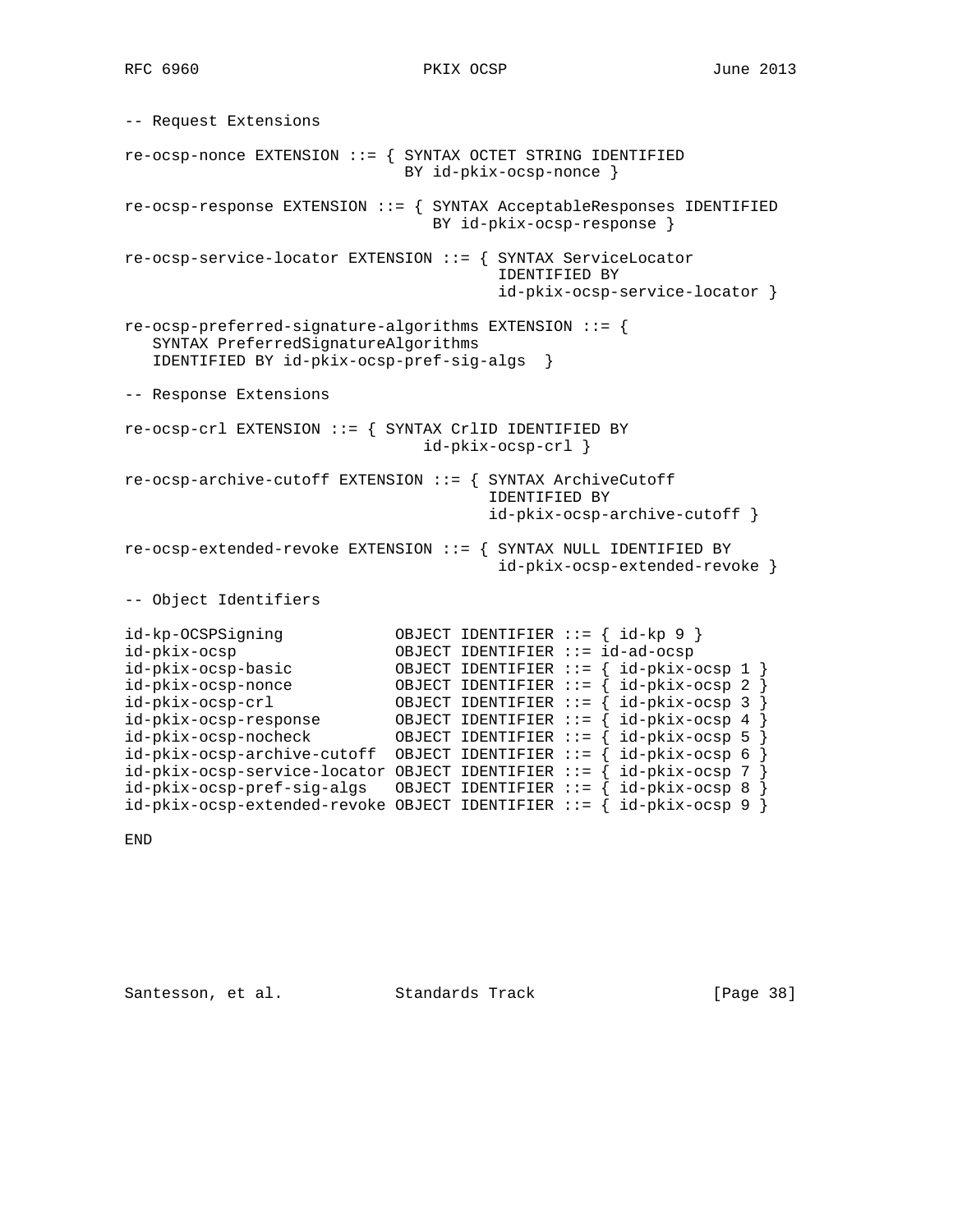```
-- Request Extensions

re-ocsp-nonce EXTENSION ::= { SYNTAX OCTET STRING IDENTIFIED
                              BY id-pkix-ocsp-nonce }

re-ocsp-response EXTENSION ::= { SYNTAX AcceptableResponses IDENTIFIED
                                 BY id-pkix-ocsp-response }

re-ocsp-service-locator EXTENSION ::= { SYNTAX ServiceLocator
                                        IDENTIFIED BY
                                        id-pkix-ocsp-service-locator }

re-ocsp-preferred-signature-algorithms EXTENSION ::= {
   SYNTAX PreferredSignatureAlgorithms
   IDENTIFIED BY id-pkix-ocsp-pref-sig-algs  }

-- Response Extensions

re-ocsp-crl EXTENSION ::= { SYNTAX CrlID IDENTIFIED BY
                                id-pkix-ocsp-crl }

re-ocsp-archive-cutoff EXTENSION ::= { SYNTAX ArchiveCutoff
                                       IDENTIFIED BY
                                       id-pkix-ocsp-archive-cutoff }

re-ocsp-extended-revoke EXTENSION ::= { SYNTAX NULL IDENTIFIED BY
                                        id-pkix-ocsp-extended-revoke }

-- Object Identifiers

id-kp-OCSPSigning            OBJECT IDENTIFIER ::= { id-kp 9 }
id-pkix-ocsp                 OBJECT IDENTIFIER ::= id-ad-ocsp
id-pkix-ocsp-basic           OBJECT IDENTIFIER ::= { id-pkix-ocsp 1 }
id-pkix-ocsp-nonce           OBJECT IDENTIFIER ::= { id-pkix-ocsp 2 }
id-pkix-ocsp-crl             OBJECT IDENTIFIER ::= { id-pkix-ocsp 3 }
id-pkix-ocsp-response        OBJECT IDENTIFIER ::= { id-pkix-ocsp 4 }
id-pkix-ocsp-nocheck         OBJECT IDENTIFIER ::= { id-pkix-ocsp 5 }
id-pkix-ocsp-archive-cutoff  OBJECT IDENTIFIER ::= { id-pkix-ocsp 6 }
id-pkix-ocsp-service-locator OBJECT IDENTIFIER ::= { id-pkix-ocsp 7 }
id-pkix-ocsp-pref-sig-algs   OBJECT IDENTIFIER ::= { id-pkix-ocsp 8 }
id-pkix-ocsp-extended-revoke OBJECT IDENTIFIER ::= { id-pkix-ocsp 9 }

END
```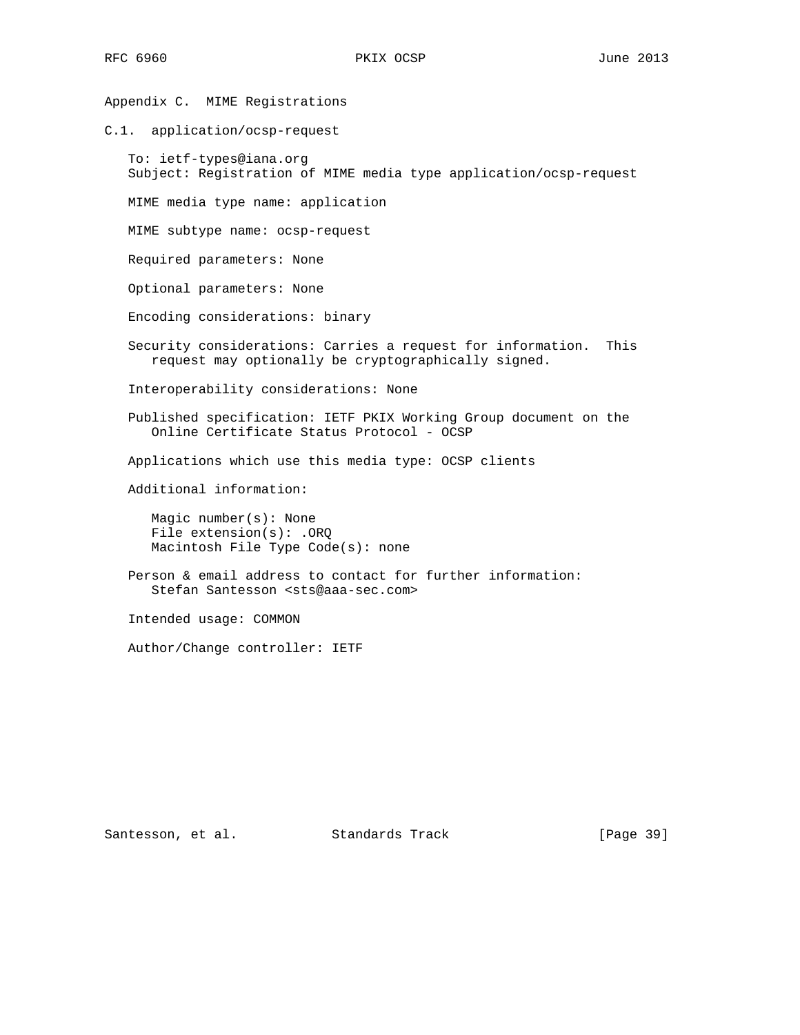# Appendix C. MIME Registrations

## C.1. application/ocsp-request

To: ietf-types@iana.org
Subject: Registration of MIME media type application/ocsp-request

MIME media type name: application

MIME subtype name: ocsp-request

Required parameters: None

Optional parameters: None

Encoding considerations: binary

Security considerations: Carries a request for information. This request may optionally be cryptographically signed.

Interoperability considerations: None

Published specification: IETF PKIX Working Group document on the Online Certificate Status Protocol - OCSP

Applications which use this media type: OCSP clients

Additional information:

Magic number(s): None
File extension(s): .ORQ
Macintosh File Type Code(s): none

Person & email address to contact for further information:
Stefan Santesson <sts@aaa-sec.com>

Intended usage: COMMON

Author/Change controller: IETF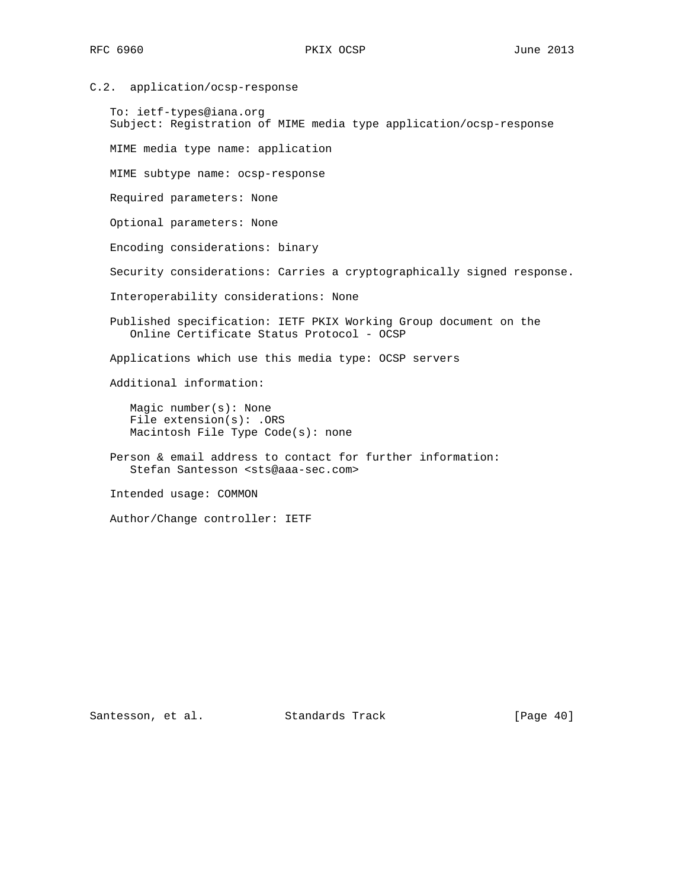## C.2. application/ocsp-response

To: ietf-types@iana.org
Subject: Registration of MIME media type application/ocsp-response

MIME media type name: application

MIME subtype name: ocsp-response

Required parameters: None

Optional parameters: None

Encoding considerations: binary

Security considerations: Carries a cryptographically signed response.

Interoperability considerations: None

Published specification: IETF PKIX Working Group document on the Online Certificate Status Protocol - OCSP

Applications which use this media type: OCSP servers

Additional information:

Magic number(s): None
File extension(s): .ORS
Macintosh File Type Code(s): none

Person & email address to contact for further information:
Stefan Santesson <sts@aaa-sec.com>

Intended usage: COMMON

Author/Change controller: IETF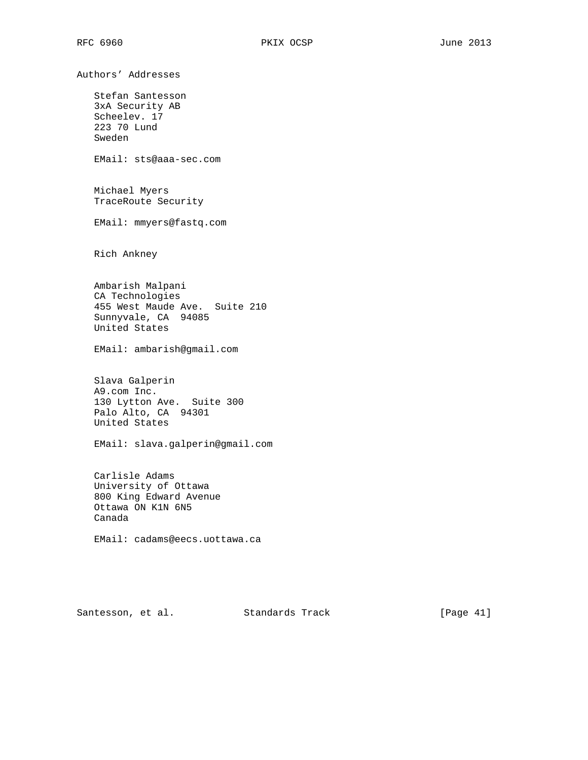## Authors' Addresses

Stefan Santesson
3xA Security AB
Scheelev. 17
223 70 Lund
Sweden

EMail: sts@aaa-sec.com

Michael Myers
TraceRoute Security

EMail: mmyers@fastq.com

Rich Ankney

Ambarish Malpani
CA Technologies
455 West Maude Ave.  Suite 210
Sunnyvale, CA  94085
United States

EMail: ambarish@gmail.com

Slava Galperin
A9.com Inc.
130 Lytton Ave.  Suite 300
Palo Alto, CA  94301
United States

EMail: slava.galperin@gmail.com

Carlisle Adams
University of Ottawa
800 King Edward Avenue
Ottawa ON K1N 6N5
Canada

EMail: cadams@eecs.uottawa.ca